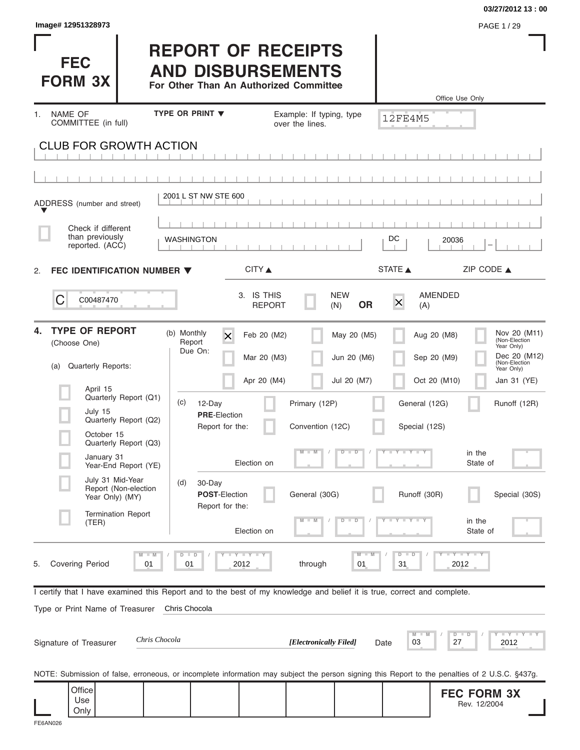03/27/2012 13 : 00

Image# 12951328973

# FEC FORM 3X

# REPORT OF RECEIPTS AND DISBURSEMENTS

**For Other Than An Authorized Committee**

Office Use Only

12FE4M5

1. NAME OF COMMITTEE (in full) — TYPE OR PRINT ▼ — Example: If typing, type over the lines.

CLUB FOR GROWTH ACTION

ADDRESS (number and street): 2001 L ST NW STE 600

Check if different than previously reported. (ACC)

| CITY ▲ | STATE ▲ | ZIP CODE ▲ |
| --- | --- | --- |
| WASHINGTON | DC | 20036 |

2. **FEC IDENTIFICATION NUMBER ▼**

C00487470

3. IS THIS REPORT: NEW (N) OR AMENDED (A) [X]

4. **TYPE OF REPORT** (Choose One)

(a) Quarterly Reports:

- April 15 Quarterly Report (Q1)
- July 15 Quarterly Report (Q2)
- October 15 Quarterly Report (Q3)
- January 31 Year-End Report (YE)
- July 31 Mid-Year Report (Non-election Year Only) (MY)
- Termination Report (TER)

(b) Monthly Report Due On:

| | | | |
| --- | --- | --- | --- |
| [X] Feb 20 (M2) | May 20 (M5) | Aug 20 (M8) | Nov 20 (M11) (Non-Election Year Only) |
| Mar 20 (M3) | Jun 20 (M6) | Sep 20 (M9) | Dec 20 (M12) (Non-Election Year Only) |
| Apr 20 (M4) | Jul 20 (M7) | Oct 20 (M10) | Jan 31 (YE) |

(c) 12-Day **PRE**-Election Report for the: Primary (12P) / General (12G) / Runoff (12R) / Convention (12C) / Special (12S)

Election on MM / DD / YYYY in the State of

(d) 30-Day **POST**-Election Report for the: General (30G) / Runoff (30R) / Special (30S)

Election on MM / DD / YYYY in the State of

5. Covering Period 01 / 01 / 2012 through 01 / 31 / 2012

I certify that I have examined this Report and to the best of my knowledge and belief it is true, correct and complete.

Type or Print Name of Treasurer: Chris Chocola

Signature of Treasurer: *Chris Chocola* *[Electronically Filed]* Date 03 / 27 / 2012

NOTE: Submission of false, erroneous, or incomplete information may subject the person signing this Report to the penalties of 2 U.S.C. §437g.

Office Use Only

**FEC FORM 3X** Rev. 12/2004

FE6AN026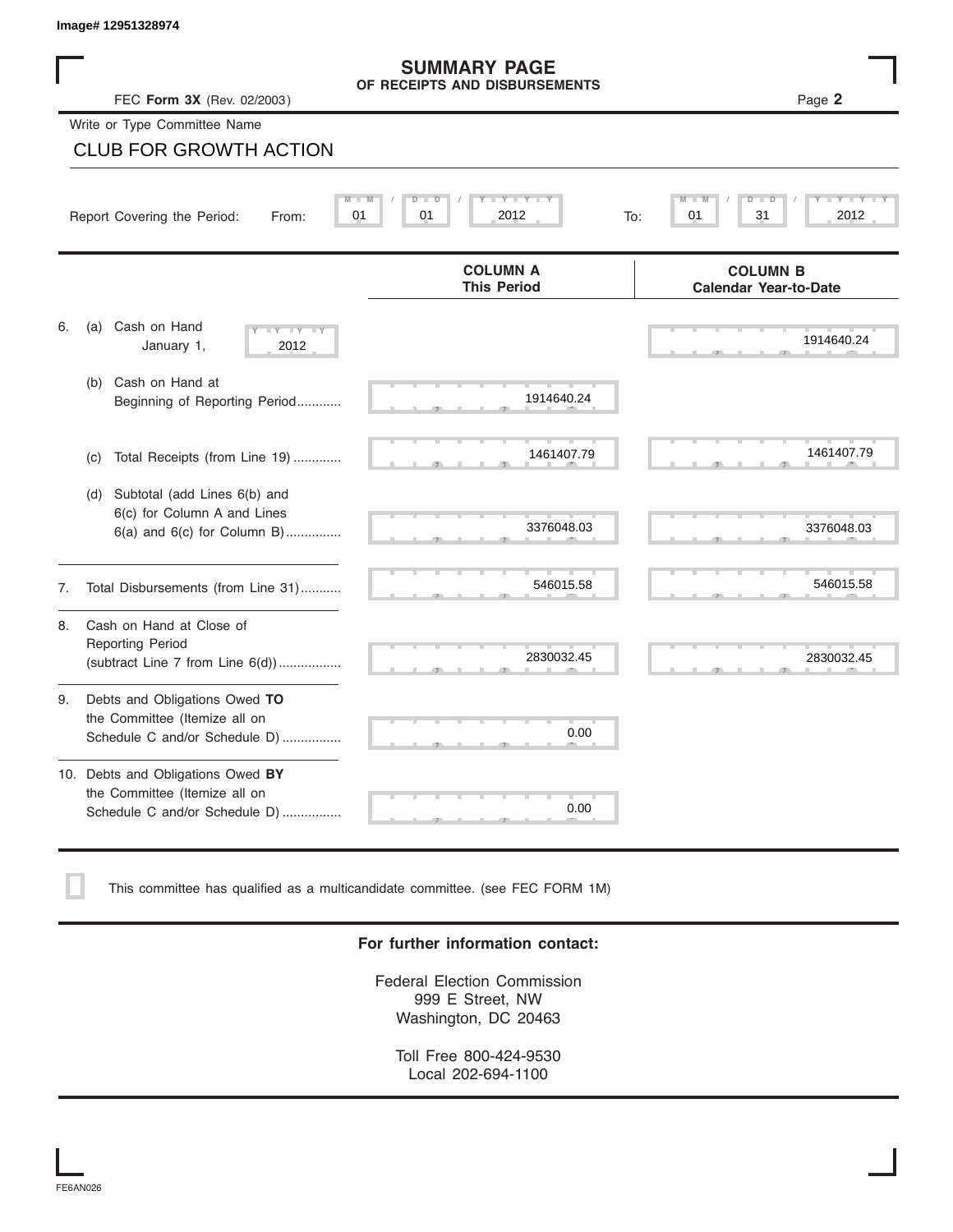Image# 12951328974

# SUMMARY PAGE
## OF RECEIPTS AND DISBURSEMENTS

FEC **Form 3X** (Rev. 02/2003)

Write or Type Committee Name

CLUB FOR GROWTH ACTION

Report Covering the Period: From: 01 / 01 / 2012 To: 01 / 31 / 2012

| | COLUMN A This Period | COLUMN B Calendar Year-to-Date |
|---|---|---|
| 6. (a) Cash on Hand January 1, 2012 | | 1914640.24 |
| (b) Cash on Hand at Beginning of Reporting Period | 1914640.24 | |
| (c) Total Receipts (from Line 19) | 1461407.79 | 1461407.79 |
| (d) Subtotal (add Lines 6(b) and 6(c) for Column A and Lines 6(a) and 6(c) for Column B) | 3376048.03 | 3376048.03 |
| 7. Total Disbursements (from Line 31) | 546015.58 | 546015.58 |
| 8. Cash on Hand at Close of Reporting Period (subtract Line 7 from Line 6(d)) | 2830032.45 | 2830032.45 |
| 9. Debts and Obligations Owed **TO** the Committee (Itemize all on Schedule C and/or Schedule D) | 0.00 | |
| 10. Debts and Obligations Owed **BY** the Committee (Itemize all on Schedule C and/or Schedule D) | 0.00 | |

☐ This committee has qualified as a multicandidate committee. (see FEC FORM 1M)

**For further information contact:**

Federal Election Commission
999 E Street, NW
Washington, DC 20463

Toll Free 800-424-9530
Local 202-694-1100

FE6AN026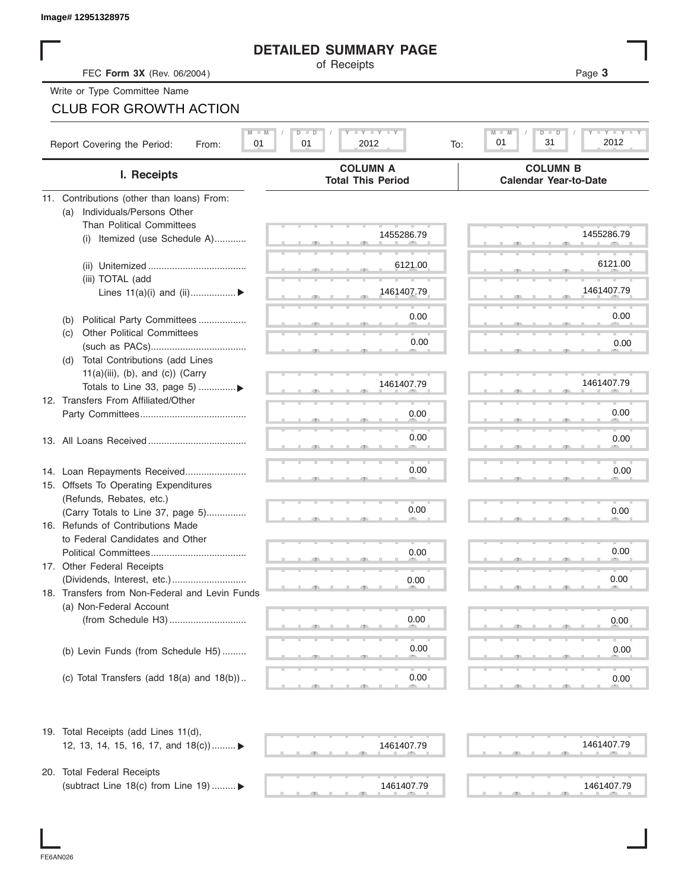Image# 12951328975

# DETAILED SUMMARY PAGE

of Receipts

FEC **Form 3X** (Rev. 06/2004)

Write or Type Committee Name

CLUB FOR GROWTH ACTION

Report Covering the Period: From: 01 / 01 / 2012 To: 01 / 31 / 2012

| I. Receipts | COLUMN A Total This Period | COLUMN B Calendar Year-to-Date |
|---|---|---|
| 11. Contributions (other than loans) From: | | |
| (a) Individuals/Persons Other Than Political Committees | | |
| (i) Itemized (use Schedule A) | 1455286.79 | 1455286.79 |
| (ii) Unitemized | 6121.00 | 6121.00 |
| (iii) TOTAL (add Lines 11(a)(i) and (ii)) ▶ | 1461407.79 | 1461407.79 |
| (b) Political Party Committees | 0.00 | 0.00 |
| (c) Other Political Committees (such as PACs) | 0.00 | 0.00 |
| (d) Total Contributions (add Lines 11(a)(iii), (b), and (c)) (Carry Totals to Line 33, page 5) ▶ | 1461407.79 | 1461407.79 |
| 12. Transfers From Affiliated/Other Party Committees | 0.00 | 0.00 |
| 13. All Loans Received | 0.00 | 0.00 |
| 14. Loan Repayments Received | 0.00 | 0.00 |
| 15. Offsets To Operating Expenditures (Refunds, Rebates, etc.) (Carry Totals to Line 37, page 5) | 0.00 | 0.00 |
| 16. Refunds of Contributions Made to Federal Candidates and Other Political Committees | 0.00 | 0.00 |
| 17. Other Federal Receipts (Dividends, Interest, etc.) | 0.00 | 0.00 |
| 18. Transfers from Non-Federal and Levin Funds | | |
| (a) Non-Federal Account (from Schedule H3) | 0.00 | 0.00 |
| (b) Levin Funds (from Schedule H5) | 0.00 | 0.00 |
| (c) Total Transfers (add 18(a) and 18(b)) | 0.00 | 0.00 |
| 19. Total Receipts (add Lines 11(d), 12, 13, 14, 15, 16, 17, and 18(c)) ▶ | 1461407.79 | 1461407.79 |
| 20. Total Federal Receipts (subtract Line 18(c) from Line 19) ▶ | 1461407.79 | 1461407.79 |

FE6AN026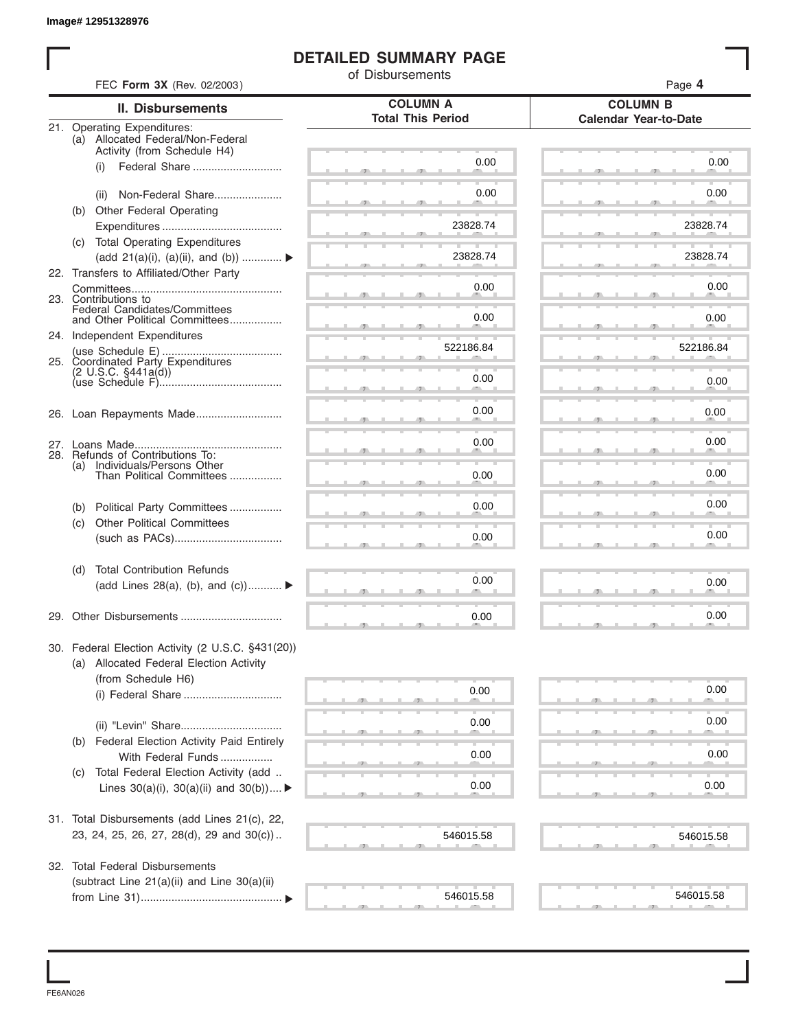Image# 12951328976

# DETAILED SUMMARY PAGE
of Disbursements

FEC **Form 3X** (Rev. 02/2003)

| II. Disbursements | COLUMN A Total This Period | COLUMN B Calendar Year-to-Date |
|---|---|---|
| 21. Operating Expenditures: | | |
| (a) Allocated Federal/Non-Federal Activity (from Schedule H4) | | |
| (i) Federal Share | 0.00 | 0.00 |
| (ii) Non-Federal Share | 0.00 | 0.00 |
| (b) Other Federal Operating Expenditures | 23828.74 | 23828.74 |
| (c) Total Operating Expenditures (add 21(a)(i), (a)(ii), and (b)) ▶ | 23828.74 | 23828.74 |
| 22. Transfers to Affiliated/Other Party Committees | 0.00 | 0.00 |
| 23. Contributions to Federal Candidates/Committees and Other Political Committees | 0.00 | 0.00 |
| 24. Independent Expenditures (use Schedule E) | 522186.84 | 522186.84 |
| 25. Coordinated Party Expenditures (2 U.S.C. §441a(d)) (use Schedule F) | 0.00 | 0.00 |
| 26. Loan Repayments Made | 0.00 | 0.00 |
| 27. Loans Made | 0.00 | 0.00 |
| 28. Refunds of Contributions To: | | |
| (a) Individuals/Persons Other Than Political Committees | 0.00 | 0.00 |
| (b) Political Party Committees | 0.00 | 0.00 |
| (c) Other Political Committees (such as PACs) | 0.00 | 0.00 |
| (d) Total Contribution Refunds (add Lines 28(a), (b), and (c)) ▶ | 0.00 | 0.00 |
| 29. Other Disbursements | 0.00 | 0.00 |
| 30. Federal Election Activity (2 U.S.C. §431(20)) | | |
| (a) Allocated Federal Election Activity (from Schedule H6) | | |
| (i) Federal Share | 0.00 | 0.00 |
| (ii) "Levin" Share | 0.00 | 0.00 |
| (b) Federal Election Activity Paid Entirely With Federal Funds | 0.00 | 0.00 |
| (c) Total Federal Election Activity (add Lines 30(a)(i), 30(a)(ii) and 30(b)) ▶ | 0.00 | 0.00 |
| 31. Total Disbursements (add Lines 21(c), 22, 23, 24, 25, 26, 27, 28(d), 29 and 30(c)) | 546015.58 | 546015.58 |
| 32. Total Federal Disbursements (subtract Line 21(a)(ii) and Line 30(a)(ii) from Line 31) ▶ | 546015.58 | 546015.58 |

FE6AN026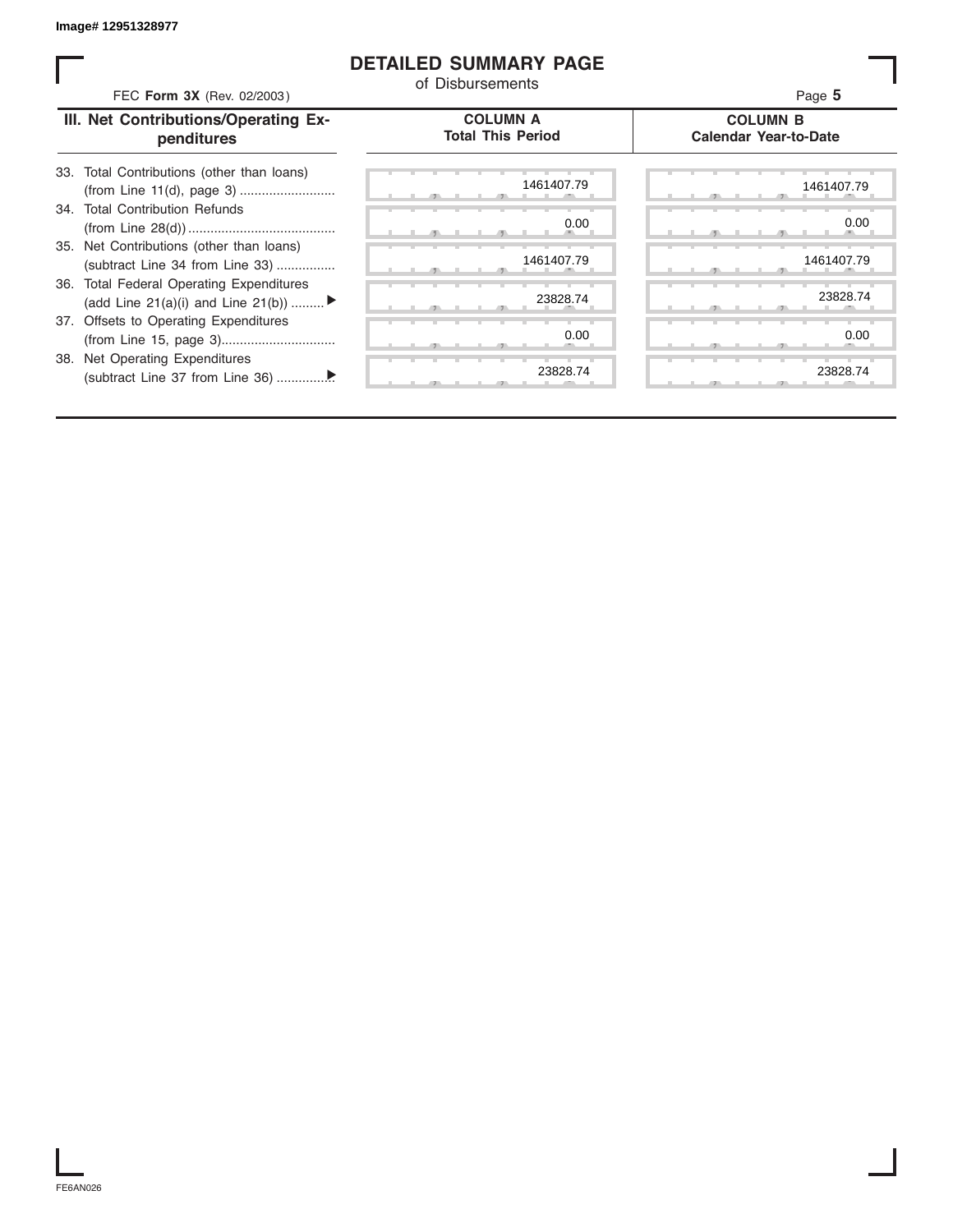Image# 12951328977

# DETAILED SUMMARY PAGE

of Disbursements

FEC **Form 3X** (Rev. 02/2003)

Page **5**

| III. Net Contributions/Operating Expenditures | COLUMN A Total This Period | COLUMN B Calendar Year-to-Date |
|---|---|---|
| 33. Total Contributions (other than loans) (from Line 11(d), page 3) | 1461407.79 | 1461407.79 |
| 34. Total Contribution Refunds (from Line 28(d)) | 0.00 | 0.00 |
| 35. Net Contributions (other than loans) (subtract Line 34 from Line 33) | 1461407.79 | 1461407.79 |
| 36. Total Federal Operating Expenditures (add Line 21(a)(i) and Line 21(b)) ▶ | 23828.74 | 23828.74 |
| 37. Offsets to Operating Expenditures (from Line 15, page 3) | 0.00 | 0.00 |
| 38. Net Operating Expenditures (subtract Line 37 from Line 36) ▶ | 23828.74 | 23828.74 |

FE6AN026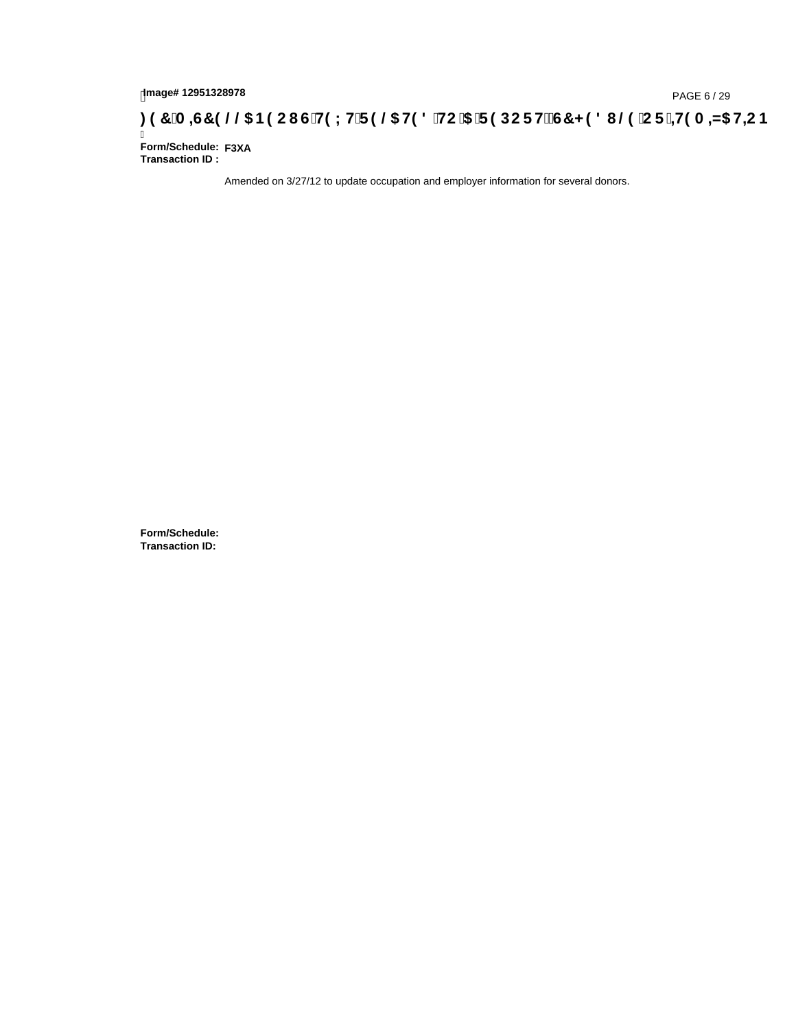Image# 12951328978

# FEC MISCELLANEOUS TEXT RELATED TO A REPORT, SCHEDULE OR ITEMIZATION

**Form/Schedule:** F3XA
**Transaction ID :**

Amended on 3/27/12 to update occupation and employer information for several donors.

**Form/Schedule:**
**Transaction ID:**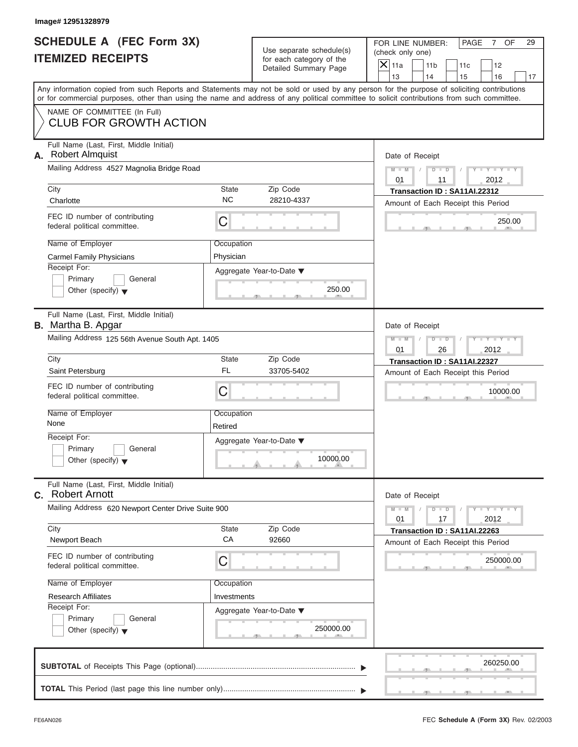Image# 12951328979

# SCHEDULE A (FEC Form 3X)
# ITEMIZED RECEIPTS

Use separate schedule(s) for each category of the Detailed Summary Page

FOR LINE NUMBER: (check only one)

- [X] 11a
- [ ] 11b
- [ ] 11c
- [ ] 12
- [ ] 13
- [ ] 14
- [ ] 15
- [ ] 16
- [ ] 17

PAGE 7 OF 29

Any information copied from such Reports and Statements may not be sold or used by any person for the purpose of soliciting contributions or for commercial purposes, other than using the name and address of any political committee to solicit contributions from such committee.

NAME OF COMMITTEE (In Full)
**CLUB FOR GROWTH ACTION**

---

**A.** Full Name (Last, First, Middle Initial): Robert Almquist

Mailing Address: 4527 Magnolia Bridge Road

| City | State | Zip Code |
|---|---|---|
| Charlotte | NC | 28210-4337 |

FEC ID number of contributing federal political committee: C

Name of Employer: Carmel Family Physicians
Occupation: Physician

Receipt For: Primary / General / Other (specify)

Aggregate Year-to-Date: 250.00

Date of Receipt: 01 / 11 / 2012
Transaction ID : SA11AI.22312
Amount of Each Receipt this Period: 250.00

---

**B.** Full Name (Last, First, Middle Initial): Martha B. Apgar

Mailing Address: 125 56th Avenue South Apt. 1405

| City | State | Zip Code |
|---|---|---|
| Saint Petersburg | FL | 33705-5402 |

FEC ID number of contributing federal political committee: C

Name of Employer: None
Occupation: Retired

Receipt For: Primary / General / Other (specify)

Aggregate Year-to-Date: 10000.00

Date of Receipt: 01 / 26 / 2012
Transaction ID : SA11AI.22327
Amount of Each Receipt this Period: 10000.00

---

**C.** Full Name (Last, First, Middle Initial): Robert Arnott

Mailing Address: 620 Newport Center Drive Suite 900

| City | State | Zip Code |
|---|---|---|
| Newport Beach | CA | 92660 |

FEC ID number of contributing federal political committee: C

Name of Employer: Research Affiliates
Occupation: Investments

Receipt For: Primary / General / Other (specify)

Aggregate Year-to-Date: 250000.00

Date of Receipt: 01 / 17 / 2012
Transaction ID : SA11AI.22263
Amount of Each Receipt this Period: 250000.00

---

**SUBTOTAL** of Receipts This Page (optional): 260250.00

**TOTAL** This Period (last page this line number only):

FE6AN026

FEC **Schedule A** (Form 3X) Rev. 02/2003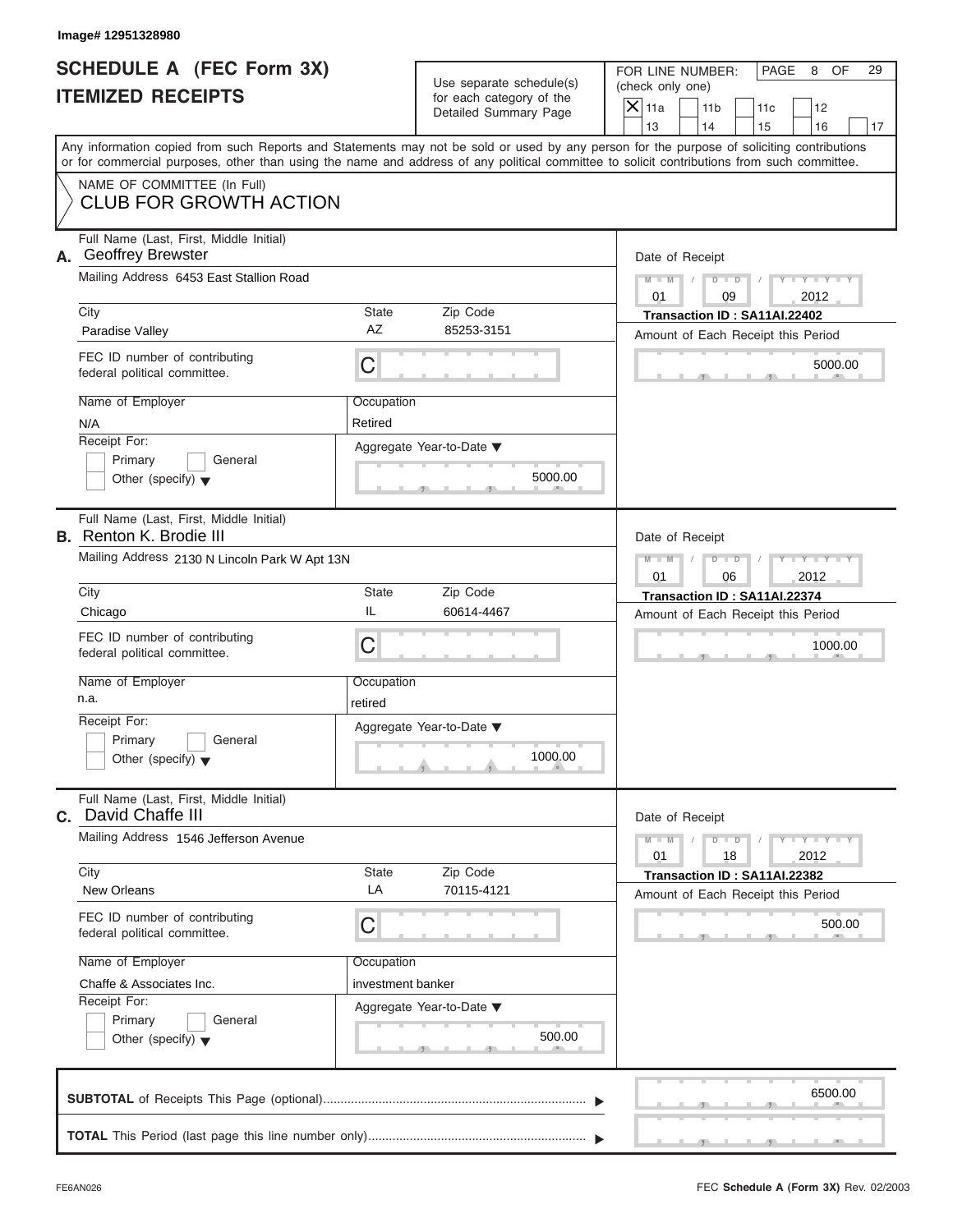Image# 12951328980

# SCHEDULE A (FEC Form 3X)
# ITEMIZED RECEIPTS

Use separate schedule(s) for each category of the Detailed Summary Page

FOR LINE NUMBER: (check only one)

- [X] 11a
- [ ] 11b
- [ ] 11c
- [ ] 12
- [ ] 13
- [ ] 14
- [ ] 15
- [ ] 16
- [ ] 17

PAGE 8 OF 29

Any information copied from such Reports and Statements may not be sold or used by any person for the purpose of soliciting contributions or for commercial purposes, other than using the name and address of any political committee to solicit contributions from such committee.

NAME OF COMMITTEE (In Full)
CLUB FOR GROWTH ACTION

## A.

Full Name (Last, First, Middle Initial): Geoffrey Brewster

Mailing Address: 6453 East Stallion Road

City: Paradise Valley | State: AZ | Zip Code: 85253-3151

FEC ID number of contributing federal political committee: C

Name of Employer: N/A

Occupation: Retired

Receipt For: Primary / General / Other (specify)

Aggregate Year-to-Date: 5000.00

Date of Receipt: 01 / 09 / 2012

Transaction ID : SA11AI.22402

Amount of Each Receipt this Period: 5000.00

## B.

Full Name (Last, First, Middle Initial): Renton K. Brodie III

Mailing Address: 2130 N Lincoln Park W Apt 13N

City: Chicago | State: IL | Zip Code: 60614-4467

FEC ID number of contributing federal political committee: C

Name of Employer: n.a.

Occupation: retired

Receipt For: Primary / General / Other (specify)

Aggregate Year-to-Date: 1000.00

Date of Receipt: 01 / 06 / 2012

Transaction ID : SA11AI.22374

Amount of Each Receipt this Period: 1000.00

## C.

Full Name (Last, First, Middle Initial): David Chaffe III

Mailing Address: 1546 Jefferson Avenue

City: New Orleans | State: LA | Zip Code: 70115-4121

FEC ID number of contributing federal political committee: C

Name of Employer: Chaffe & Associates Inc.

Occupation: investment banker

Receipt For: Primary / General / Other (specify)

Aggregate Year-to-Date: 500.00

Date of Receipt: 01 / 18 / 2012

Transaction ID : SA11AI.22382

Amount of Each Receipt this Period: 500.00

**SUBTOTAL** of Receipts This Page (optional): 6500.00

**TOTAL** This Period (last page this line number only):

FE6AN026

FEC **Schedule A** (Form 3X) Rev. 02/2003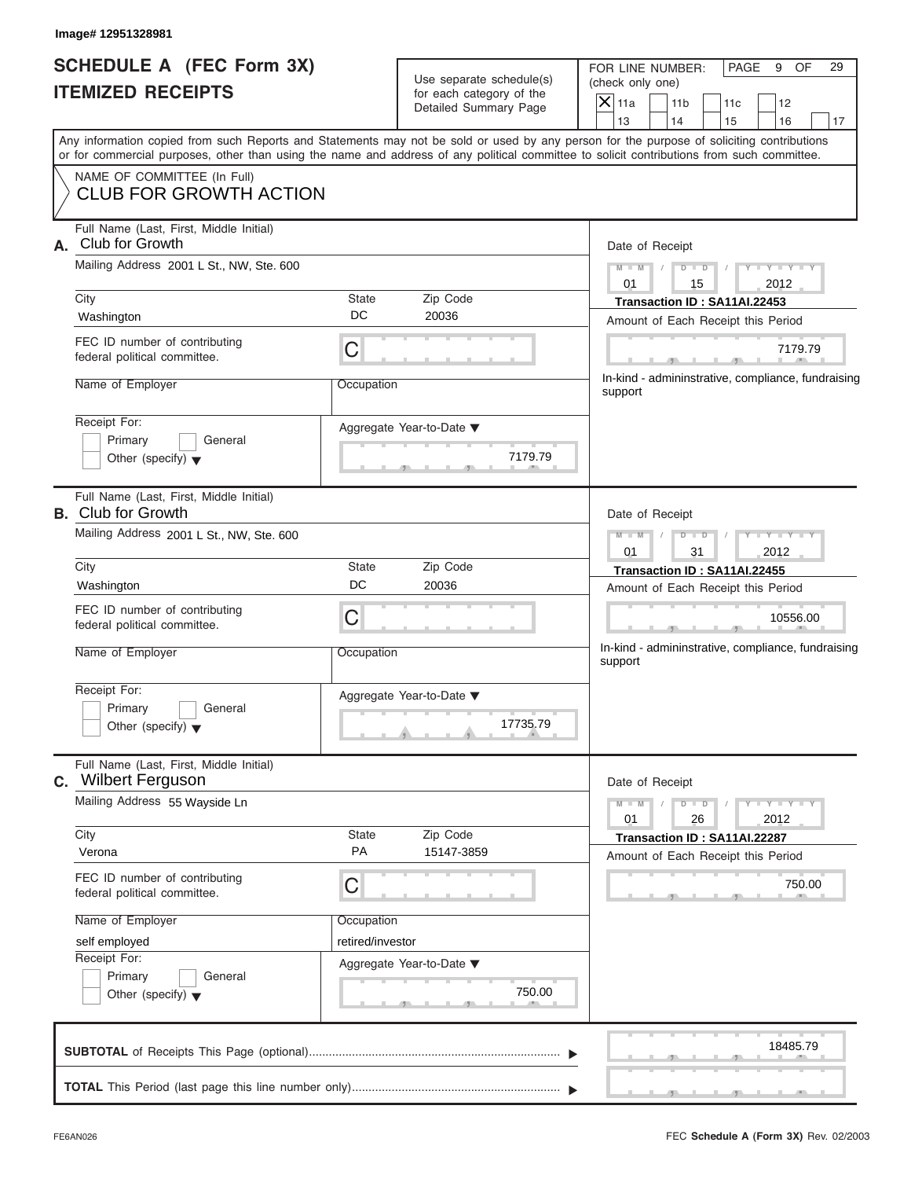Image# 12951328981

# SCHEDULE A (FEC Form 3X)
# ITEMIZED RECEIPTS

Use separate schedule(s) for each category of the Detailed Summary Page

FOR LINE NUMBER: (check only one)

- [X] 11a
- [ ] 11b
- [ ] 11c
- [ ] 12
- [ ] 13
- [ ] 14
- [ ] 15
- [ ] 16
- [ ] 17

PAGE 9 OF 29

Any information copied from such Reports and Statements may not be sold or used by any person for the purpose of soliciting contributions or for commercial purposes, other than using the name and address of any political committee to solicit contributions from such committee.

NAME OF COMMITTEE (In Full)
CLUB FOR GROWTH ACTION

---

**A.** Full Name (Last, First, Middle Initial): Club for Growth

Mailing Address: 2001 L St., NW, Ste. 600

City: Washington | State: DC | Zip Code: 20036

FEC ID number of contributing federal political committee: C

Name of Employer:

Occupation:

Receipt For: Primary / General / Other (specify)

Aggregate Year-to-Date: 7179.79

Date of Receipt: 01/15/2012

Transaction ID : SA11AI.22453

Amount of Each Receipt this Period: 7179.79

In-kind - admininstrative, compliance, fundraising support

---

**B.** Full Name (Last, First, Middle Initial): Club for Growth

Mailing Address: 2001 L St., NW, Ste. 600

City: Washington | State: DC | Zip Code: 20036

FEC ID number of contributing federal political committee: C

Name of Employer:

Occupation:

Receipt For: Primary / General / Other (specify)

Aggregate Year-to-Date: 17735.79

Date of Receipt: 01/31/2012

Transaction ID : SA11AI.22455

Amount of Each Receipt this Period: 10556.00

In-kind - admininstrative, compliance, fundraising support

---

**C.** Full Name (Last, First, Middle Initial): Wilbert Ferguson

Mailing Address: 55 Wayside Ln

City: Verona | State: PA | Zip Code: 15147-3859

FEC ID number of contributing federal political committee: C

Name of Employer: self employed

Occupation: retired/investor

Receipt For: Primary / General / Other (specify)

Aggregate Year-to-Date: 750.00

Date of Receipt: 01/26/2012

Transaction ID : SA11AI.22287

Amount of Each Receipt this Period: 750.00

---

**SUBTOTAL** of Receipts This Page (optional): 18485.79

**TOTAL** This Period (last page this line number only):

FE6AN026

FEC Schedule A (Form 3X) Rev. 02/2003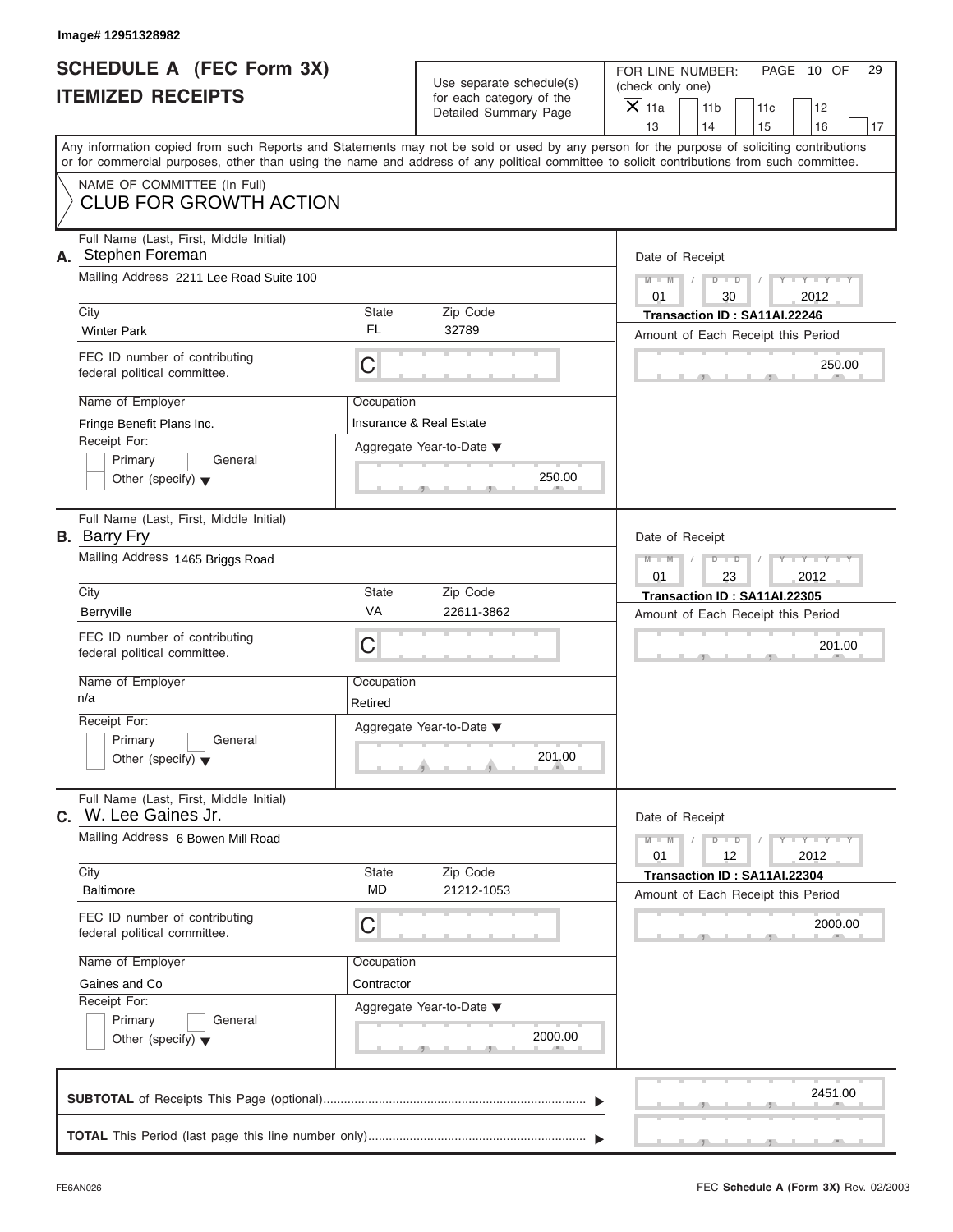Image# 12951328982

# SCHEDULE A (FEC Form 3X) ITEMIZED RECEIPTS

Use separate schedule(s) for each category of the Detailed Summary Page

FOR LINE NUMBER: (check only one)

- [X] 11a
- [ ] 11b
- [ ] 11c
- [ ] 12
- [ ] 13
- [ ] 14
- [ ] 15
- [ ] 16
- [ ] 17

Any information copied from such Reports and Statements may not be sold or used by any person for the purpose of soliciting contributions or for commercial purposes, other than using the name and address of any political committee to solicit contributions from such committee.

NAME OF COMMITTEE (In Full)

**CLUB FOR GROWTH ACTION**

---

**A.** Full Name (Last, First, Middle Initial): Stephen Foreman

Mailing Address: 2211 Lee Road Suite 100

| City | State | Zip Code |
|---|---|---|
| Winter Park | FL | 32789 |

FEC ID number of contributing federal political committee: C

Name of Employer: Fringe Benefit Plans Inc.

Occupation: Insurance & Real Estate

Receipt For: Primary / General / Other (specify)

Aggregate Year-to-Date: 250.00

Date of Receipt: 01 / 30 / 2012

Transaction ID : SA11AI.22246

Amount of Each Receipt this Period: 250.00

---

**B.** Full Name (Last, First, Middle Initial): Barry Fry

Mailing Address: 1465 Briggs Road

| City | State | Zip Code |
|---|---|---|
| Berryville | VA | 22611-3862 |

FEC ID number of contributing federal political committee: C

Name of Employer: n/a

Occupation: Retired

Receipt For: Primary / General / Other (specify)

Aggregate Year-to-Date: 201.00

Date of Receipt: 01 / 23 / 2012

Transaction ID : SA11AI.22305

Amount of Each Receipt this Period: 201.00

---

**C.** Full Name (Last, First, Middle Initial): W. Lee Gaines Jr.

Mailing Address: 6 Bowen Mill Road

| City | State | Zip Code |
|---|---|---|
| Baltimore | MD | 21212-1053 |

FEC ID number of contributing federal political committee: C

Name of Employer: Gaines and Co

Occupation: Contractor

Receipt For: Primary / General / Other (specify)

Aggregate Year-to-Date: 2000.00

Date of Receipt: 01 / 12 / 2012

Transaction ID : SA11AI.22304

Amount of Each Receipt this Period: 2000.00

---

**SUBTOTAL** of Receipts This Page (optional): 2451.00

**TOTAL** This Period (last page this line number only):

FE6AN026

FEC **Schedule A** (Form 3X) Rev. 02/2003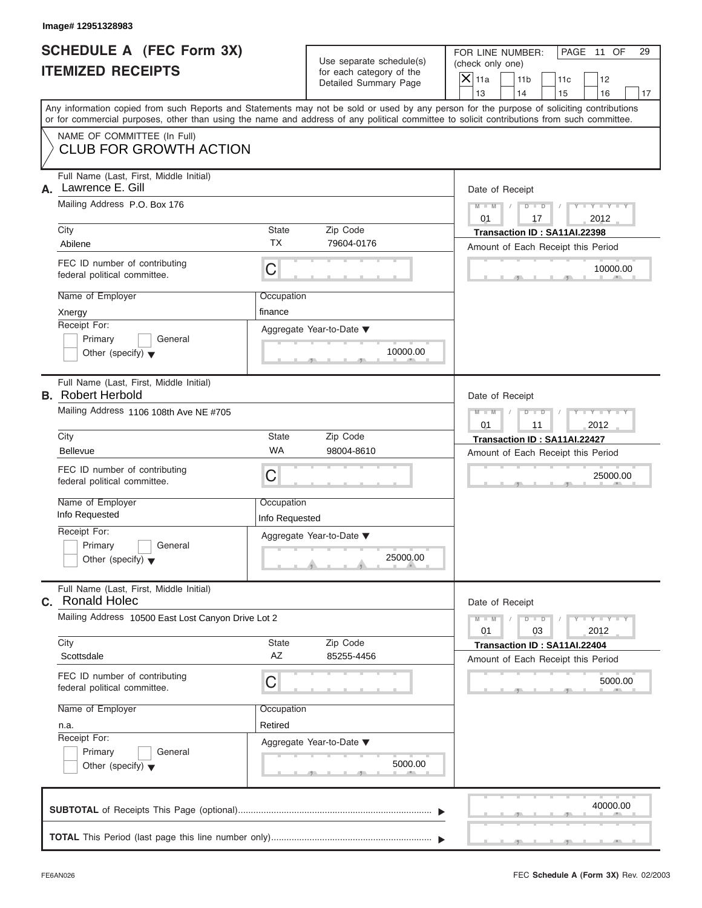Image# 12951328983

# SCHEDULE A (FEC Form 3X)
## ITEMIZED RECEIPTS

Use separate schedule(s) for each category of the Detailed Summary Page

FOR LINE NUMBER: (check only one)

- [X] 11a
- [ ] 11b
- [ ] 11c
- [ ] 12
- [ ] 13
- [ ] 14
- [ ] 15
- [ ] 16
- [ ] 17

PAGE 11 OF 29

Any information copied from such Reports and Statements may not be sold or used by any person for the purpose of soliciting contributions or for commercial purposes, other than using the name and address of any political committee to solicit contributions from such committee.

NAME OF COMMITTEE (In Full)
**CLUB FOR GROWTH ACTION**

---

**A.** Full Name (Last, First, Middle Initial): Lawrence E. Gill

Mailing Address: P.O. Box 176

City: Abilene | State: TX | Zip Code: 79604-0176

FEC ID number of contributing federal political committee: C

Name of Employer: Xnergy | Occupation: finance

Receipt For: [ ] Primary [ ] General [ ] Other (specify)

Aggregate Year-to-Date: 10000.00

Date of Receipt: 01 / 17 / 2012

Transaction ID : SA11AI.22398

Amount of Each Receipt this Period: 10000.00

---

**B.** Full Name (Last, First, Middle Initial): Robert Herbold

Mailing Address: 1106 108th Ave NE #705

City: Bellevue | State: WA | Zip Code: 98004-8610

FEC ID number of contributing federal political committee: C

Name of Employer: Info Requested | Occupation: Info Requested

Receipt For: [ ] Primary [ ] General [ ] Other (specify)

Aggregate Year-to-Date: 25000.00

Date of Receipt: 01 / 11 / 2012

Transaction ID : SA11AI.22427

Amount of Each Receipt this Period: 25000.00

---

**C.** Full Name (Last, First, Middle Initial): Ronald Holec

Mailing Address: 10500 East Lost Canyon Drive Lot 2

City: Scottsdale | State: AZ | Zip Code: 85255-4456

FEC ID number of contributing federal political committee: C

Name of Employer: n.a. | Occupation: Retired

Receipt For: [ ] Primary [ ] General [ ] Other (specify)

Aggregate Year-to-Date: 5000.00

Date of Receipt: 01 / 03 / 2012

Transaction ID : SA11AI.22404

Amount of Each Receipt this Period: 5000.00

---

**SUBTOTAL** of Receipts This Page (optional): 40000.00

**TOTAL** This Period (last page this line number only):

FE6AN026

FEC **Schedule A** (Form 3X) Rev. 02/2003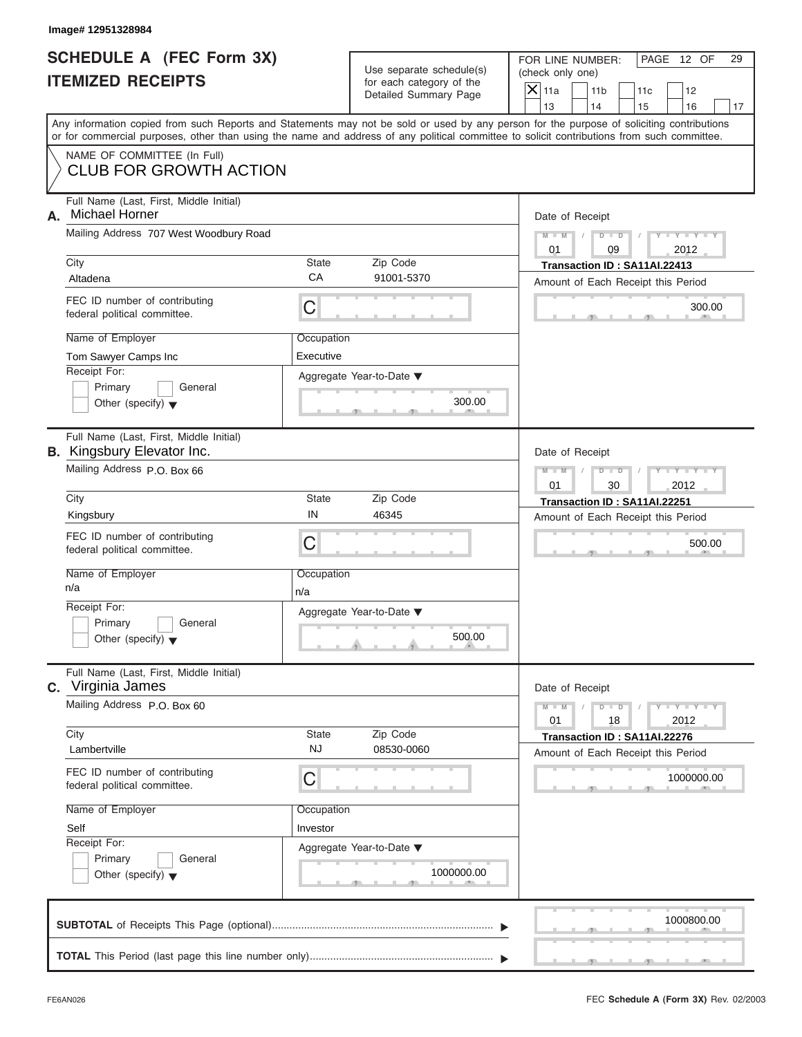Image# 12951328984

# SCHEDULE A (FEC Form 3X)
## ITEMIZED RECEIPTS

Use separate schedule(s) for each category of the Detailed Summary Page

FOR LINE NUMBER: (check only one)

- [X] 11a
- [ ] 11b
- [ ] 11c
- [ ] 12
- [ ] 13
- [ ] 14
- [ ] 15
- [ ] 16
- [ ] 17

PAGE 12 OF 29

Any information copied from such Reports and Statements may not be sold or used by any person for the purpose of soliciting contributions or for commercial purposes, other than using the name and address of any political committee to solicit contributions from such committee.

NAME OF COMMITTEE (In Full)
CLUB FOR GROWTH ACTION

---

**A.** Full Name (Last, First, Middle Initial): Michael Horner

Mailing Address: 707 West Woodbury Road

City: Altadena | State: CA | Zip Code: 91001-5370

FEC ID number of contributing federal political committee: C

Name of Employer: Tom Sawyer Camps Inc | Occupation: Executive

Receipt For: Primary / General / Other (specify)

Aggregate Year-to-Date: 300.00

Date of Receipt: 01 / 09 / 2012

Transaction ID : SA11AI.22413

Amount of Each Receipt this Period: 300.00

---

**B.** Full Name (Last, First, Middle Initial): Kingsbury Elevator Inc.

Mailing Address: P.O. Box 66

City: Kingsbury | State: IN | Zip Code: 46345

FEC ID number of contributing federal political committee: C

Name of Employer: n/a | Occupation: n/a

Receipt For: Primary / General / Other (specify)

Aggregate Year-to-Date: 500.00

Date of Receipt: 01 / 30 / 2012

Transaction ID : SA11AI.22251

Amount of Each Receipt this Period: 500.00

---

**C.** Full Name (Last, First, Middle Initial): Virginia James

Mailing Address: P.O. Box 60

City: Lambertville | State: NJ | Zip Code: 08530-0060

FEC ID number of contributing federal political committee: C

Name of Employer: Self | Occupation: Investor

Receipt For: Primary / General / Other (specify)

Aggregate Year-to-Date: 1000000.00

Date of Receipt: 01 / 18 / 2012

Transaction ID : SA11AI.22276

Amount of Each Receipt this Period: 1000000.00

---

**SUBTOTAL** of Receipts This Page (optional): 1000800.00

**TOTAL** This Period (last page this line number only):

FE6AN026 — FEC Schedule A (Form 3X) Rev. 02/2003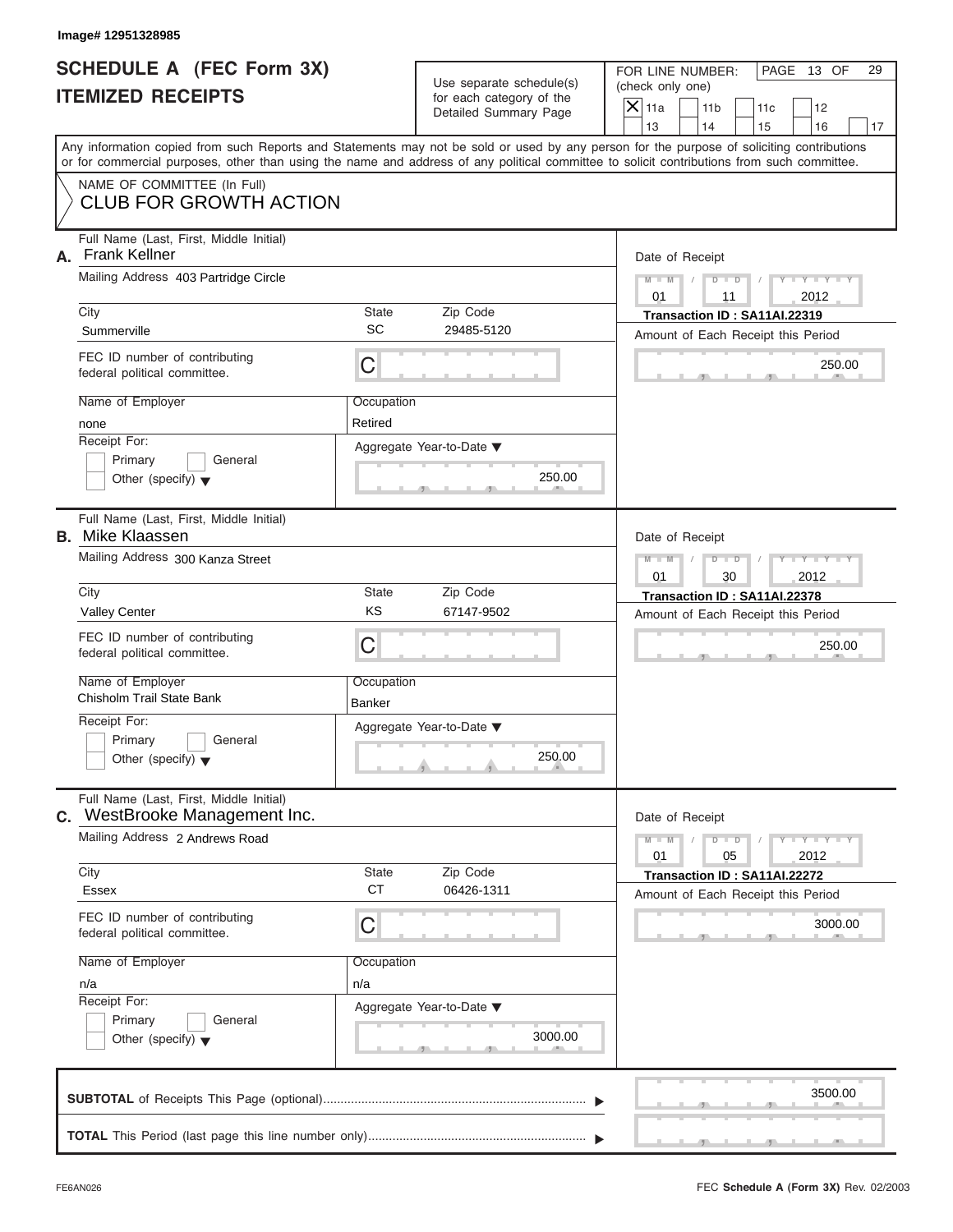Image# 12951328985

# SCHEDULE A (FEC Form 3X)
## ITEMIZED RECEIPTS

Use separate schedule(s) for each category of the Detailed Summary Page

FOR LINE NUMBER: (check only one)

- [X] 11a
- [ ] 11b
- [ ] 11c
- [ ] 12
- [ ] 13
- [ ] 14
- [ ] 15
- [ ] 16
- [ ] 17

PAGE 13 OF 29

Any information copied from such Reports and Statements may not be sold or used by any person for the purpose of soliciting contributions or for commercial purposes, other than using the name and address of any political committee to solicit contributions from such committee.

NAME OF COMMITTEE (In Full)

**CLUB FOR GROWTH ACTION**

---

**A.** Full Name (Last, First, Middle Initial): Frank Kellner

Mailing Address: 403 Partridge Circle

City: Summerville | State: SC | Zip Code: 29485-5120

FEC ID number of contributing federal political committee: C

Name of Employer: none

Occupation: Retired

Receipt For: Primary / General / Other (specify)

Aggregate Year-to-Date: 250.00

Date of Receipt: 01 / 11 / 2012

Transaction ID : SA11AI.22319

Amount of Each Receipt this Period: 250.00

---

**B.** Full Name (Last, First, Middle Initial): Mike Klaassen

Mailing Address: 300 Kanza Street

City: Valley Center | State: KS | Zip Code: 67147-9502

FEC ID number of contributing federal political committee: C

Name of Employer: Chisholm Trail State Bank

Occupation: Banker

Receipt For: Primary / General / Other (specify)

Aggregate Year-to-Date: 250.00

Date of Receipt: 01 / 30 / 2012

Transaction ID : SA11AI.22378

Amount of Each Receipt this Period: 250.00

---

**C.** Full Name (Last, First, Middle Initial): WestBrooke Management Inc.

Mailing Address: 2 Andrews Road

City: Essex | State: CT | Zip Code: 06426-1311

FEC ID number of contributing federal political committee: C

Name of Employer: n/a

Occupation: n/a

Receipt For: Primary / General / Other (specify)

Aggregate Year-to-Date: 3000.00

Date of Receipt: 01 / 05 / 2012

Transaction ID : SA11AI.22272

Amount of Each Receipt this Period: 3000.00

---

**SUBTOTAL** of Receipts This Page (optional): 3500.00

**TOTAL** This Period (last page this line number only):

FE6AN026 — FEC **Schedule A** (Form 3X) Rev. 02/2003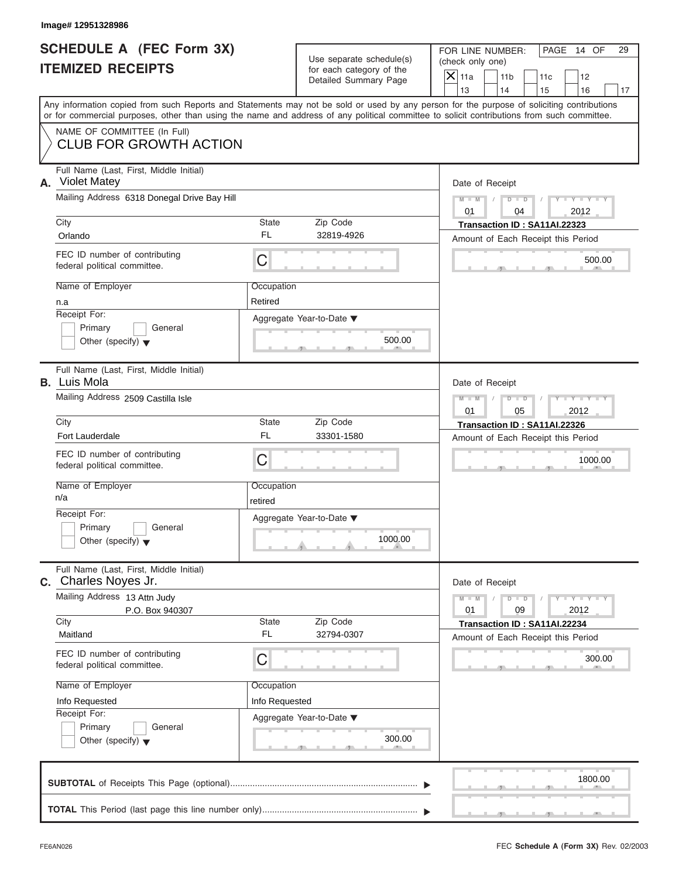Image# 12951328986

# SCHEDULE A (FEC Form 3X) ITEMIZED RECEIPTS

Use separate schedule(s) for each category of the Detailed Summary Page

FOR LINE NUMBER: (check only one)

PAGE 14 OF 29

[X] 11a [ ] 11b [ ] 11c [ ] 12 [ ] 13 [ ] 14 [ ] 15 [ ] 16 [ ] 17

Any information copied from such Reports and Statements may not be sold or used by any person for the purpose of soliciting contributions or for commercial purposes, other than using the name and address of any political committee to solicit contributions from such committee.

NAME OF COMMITTEE (In Full)
CLUB FOR GROWTH ACTION

---

**A.** Full Name (Last, First, Middle Initial): Violet Matey

Mailing Address: 6318 Donegal Drive Bay Hill

City: Orlando | State: FL | Zip Code: 32819-4926

FEC ID number of contributing federal political committee: C

Name of Employer: n.a

Occupation: Retired

Receipt For: [ ] Primary [ ] General [ ] Other (specify)

Aggregate Year-to-Date: 500.00

Date of Receipt: 01 / 04 / 2012

Transaction ID : SA11AI.22323

Amount of Each Receipt this Period: 500.00

---

**B.** Full Name (Last, First, Middle Initial): Luis Mola

Mailing Address: 2509 Castilla Isle

City: Fort Lauderdale | State: FL | Zip Code: 33301-1580

FEC ID number of contributing federal political committee: C

Name of Employer: n/a

Occupation: retired

Receipt For: [ ] Primary [ ] General [ ] Other (specify)

Aggregate Year-to-Date: 1000.00

Date of Receipt: 01 / 05 / 2012

Transaction ID : SA11AI.22326

Amount of Each Receipt this Period: 1000.00

---

**C.** Full Name (Last, First, Middle Initial): Charles Noyes Jr.

Mailing Address: 13 Attn Judy
P.O. Box 940307

City: Maitland | State: FL | Zip Code: 32794-0307

FEC ID number of contributing federal political committee: C

Name of Employer: Info Requested

Occupation: Info Requested

Receipt For: [ ] Primary [ ] General [ ] Other (specify)

Aggregate Year-to-Date: 300.00

Date of Receipt: 01 / 09 / 2012

Transaction ID : SA11AI.22234

Amount of Each Receipt this Period: 300.00

---

**SUBTOTAL** of Receipts This Page (optional): 1800.00

**TOTAL** This Period (last page this line number only):

FE6AN026 FEC **Schedule A** (Form 3X) Rev. 02/2003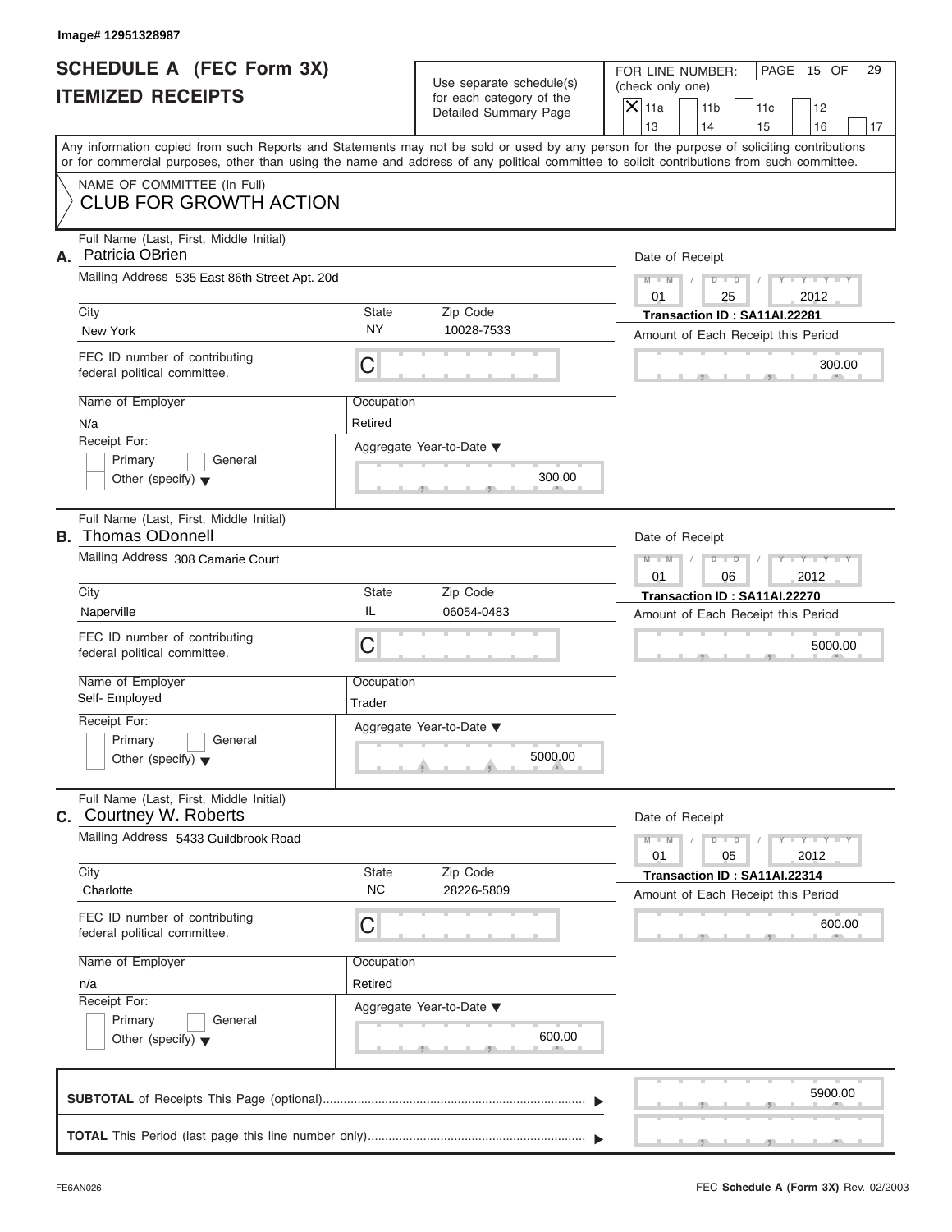Image# 12951328987

# SCHEDULE A (FEC Form 3X) ITEMIZED RECEIPTS

Use separate schedule(s) for each category of the Detailed Summary Page

FOR LINE NUMBER: (check only one)

[X] 11a [ ] 11b [ ] 11c [ ] 12 [ ] 13 [ ] 14 [ ] 15 [ ] 16 [ ] 17

PAGE 15 OF 29

Any information copied from such Reports and Statements may not be sold or used by any person for the purpose of soliciting contributions or for commercial purposes, other than using the name and address of any political committee to solicit contributions from such committee.

NAME OF COMMITTEE (In Full)
CLUB FOR GROWTH ACTION

---

**A.** Full Name (Last, First, Middle Initial): Patricia OBrien

Mailing Address: 535 East 86th Street Apt. 20d

City: New York | State: NY | Zip Code: 10028-7533

FEC ID number of contributing federal political committee: C

Name of Employer: N/a

Occupation: Retired

Receipt For: [ ] Primary [ ] General [ ] Other (specify)

Aggregate Year-to-Date: 300.00

Date of Receipt: 01 / 25 / 2012

Transaction ID : SA11AI.22281

Amount of Each Receipt this Period: 300.00

---

**B.** Full Name (Last, First, Middle Initial): Thomas ODonnell

Mailing Address: 308 Camarie Court

City: Naperville | State: IL | Zip Code: 06054-0483

FEC ID number of contributing federal political committee: C

Name of Employer: Self- Employed

Occupation: Trader

Receipt For: [ ] Primary [ ] General [ ] Other (specify)

Aggregate Year-to-Date: 5000.00

Date of Receipt: 01 / 06 / 2012

Transaction ID : SA11AI.22270

Amount of Each Receipt this Period: 5000.00

---

**C.** Full Name (Last, First, Middle Initial): Courtney W. Roberts

Mailing Address: 5433 Guildbrook Road

City: Charlotte | State: NC | Zip Code: 28226-5809

FEC ID number of contributing federal political committee: C

Name of Employer: n/a

Occupation: Retired

Receipt For: [ ] Primary [ ] General [ ] Other (specify)

Aggregate Year-to-Date: 600.00

Date of Receipt: 01 / 05 / 2012

Transaction ID : SA11AI.22314

Amount of Each Receipt this Period: 600.00

---

**SUBTOTAL** of Receipts This Page (optional): 5900.00

**TOTAL** This Period (last page this line number only):

FE6AN026

FEC **Schedule A** (Form 3X) Rev. 02/2003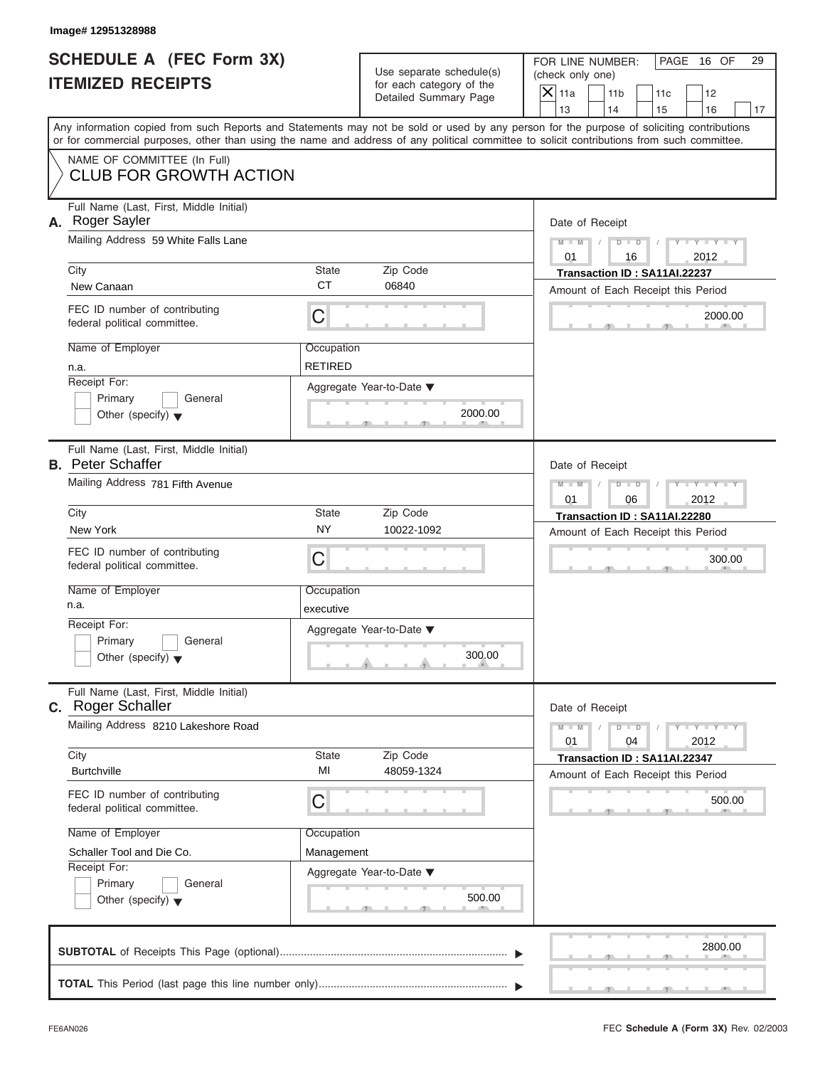Image# 12951328988

# SCHEDULE A (FEC Form 3X)
# ITEMIZED RECEIPTS

Use separate schedule(s) for each category of the Detailed Summary Page

FOR LINE NUMBER: (check only one)

- [X] 11a
- [ ] 11b
- [ ] 11c
- [ ] 12
- [ ] 13
- [ ] 14
- [ ] 15
- [ ] 16
- [ ] 17

PAGE 16 OF 29

Any information copied from such Reports and Statements may not be sold or used by any person for the purpose of soliciting contributions or for commercial purposes, other than using the name and address of any political committee to solicit contributions from such committee.

NAME OF COMMITTEE (In Full)
**CLUB FOR GROWTH ACTION**

---

**A.** Full Name (Last, First, Middle Initial): Roger Sayler

Mailing Address: 59 White Falls Lane

City: New Canaan | State: CT | Zip Code: 06840

FEC ID number of contributing federal political committee: C

Name of Employer: n.a.

Occupation: RETIRED

Receipt For: Primary / General / Other (specify)

Aggregate Year-to-Date: 2000.00

Date of Receipt: 01 / 16 / 2012

Transaction ID : SA11AI.22237

Amount of Each Receipt this Period: 2000.00

---

**B.** Full Name (Last, First, Middle Initial): Peter Schaffer

Mailing Address: 781 Fifth Avenue

City: New York | State: NY | Zip Code: 10022-1092

FEC ID number of contributing federal political committee: C

Name of Employer: n.a.

Occupation: executive

Receipt For: Primary / General / Other (specify)

Aggregate Year-to-Date: 300.00

Date of Receipt: 01 / 06 / 2012

Transaction ID : SA11AI.22280

Amount of Each Receipt this Period: 300.00

---

**C.** Full Name (Last, First, Middle Initial): Roger Schaller

Mailing Address: 8210 Lakeshore Road

City: Burtchville | State: MI | Zip Code: 48059-1324

FEC ID number of contributing federal political committee: C

Name of Employer: Schaller Tool and Die Co.

Occupation: Management

Receipt For: Primary / General / Other (specify)

Aggregate Year-to-Date: 500.00

Date of Receipt: 01 / 04 / 2012

Transaction ID : SA11AI.22347

Amount of Each Receipt this Period: 500.00

---

**SUBTOTAL** of Receipts This Page (optional): 2800.00

**TOTAL** This Period (last page this line number only):

FE6AN026

FEC **Schedule A (Form 3X)** Rev. 02/2003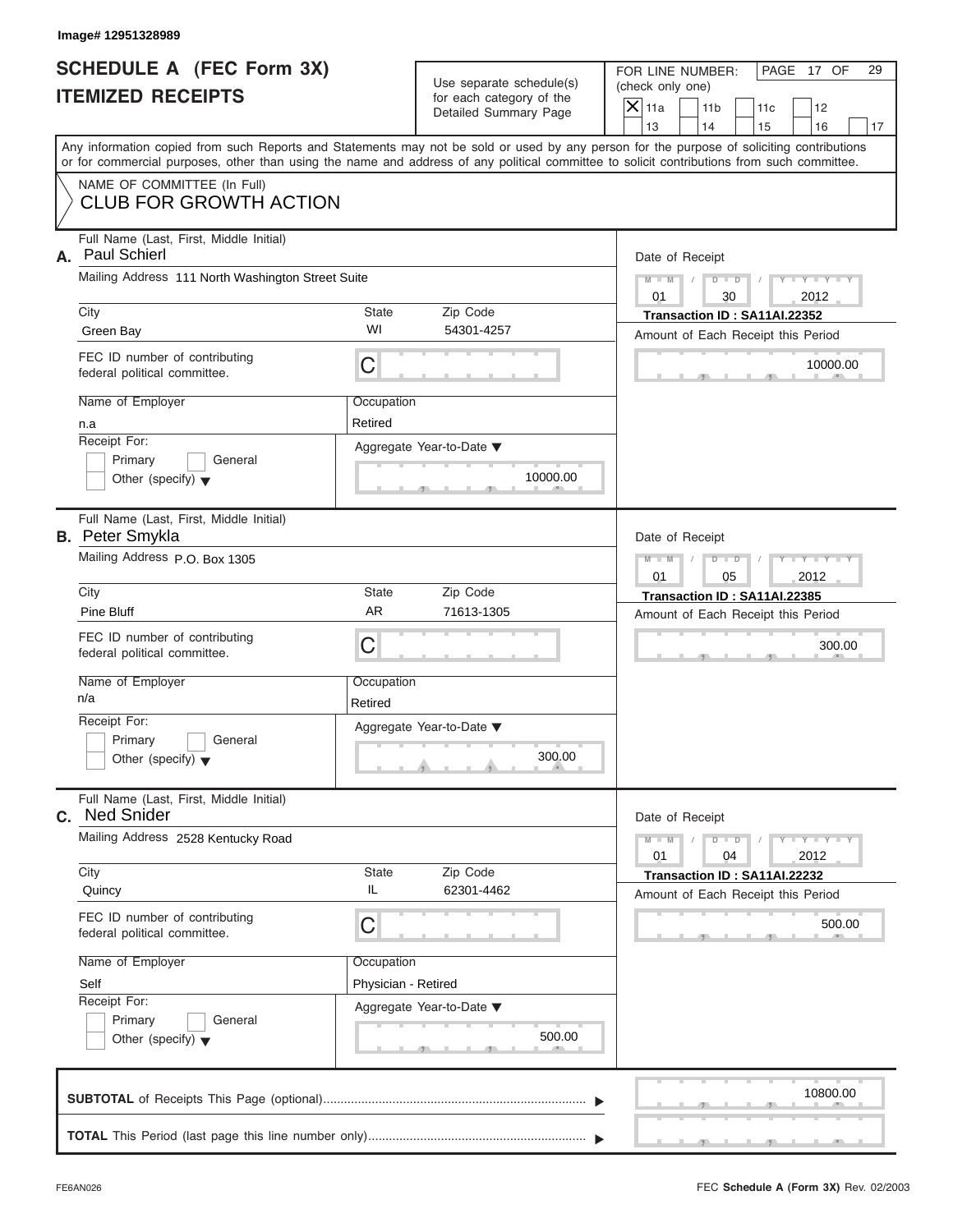Image# 12951328989

# SCHEDULE A (FEC Form 3X) ITEMIZED RECEIPTS

Use separate schedule(s) for each category of the Detailed Summary Page

FOR LINE NUMBER: (check only one)

- [X] 11a
- [ ] 11b
- [ ] 11c
- [ ] 12
- [ ] 13
- [ ] 14
- [ ] 15
- [ ] 16
- [ ] 17

PAGE 17 OF 29

Any information copied from such Reports and Statements may not be sold or used by any person for the purpose of soliciting contributions or for commercial purposes, other than using the name and address of any political committee to solicit contributions from such committee.

NAME OF COMMITTEE (In Full)
CLUB FOR GROWTH ACTION

## A.

Full Name (Last, First, Middle Initial): Paul Schierl

Mailing Address: 111 North Washington Street Suite

| City | State | Zip Code |
|---|---|---|
| Green Bay | WI | 54301-4257 |

FEC ID number of contributing federal political committee: C

Name of Employer: n.a

Occupation: Retired

Receipt For: [ ] Primary [ ] General [ ] Other (specify)

Aggregate Year-to-Date: 10000.00

Date of Receipt: 01 / 30 / 2012

Transaction ID : SA11AI.22352

Amount of Each Receipt this Period: 10000.00

## B.

Full Name (Last, First, Middle Initial): Peter Smykla

Mailing Address: P.O. Box 1305

| City | State | Zip Code |
|---|---|---|
| Pine Bluff | AR | 71613-1305 |

FEC ID number of contributing federal political committee: C

Name of Employer: n/a

Occupation: Retired

Receipt For: [ ] Primary [ ] General [ ] Other (specify)

Aggregate Year-to-Date: 300.00

Date of Receipt: 01 / 05 / 2012

Transaction ID : SA11AI.22385

Amount of Each Receipt this Period: 300.00

## C.

Full Name (Last, First, Middle Initial): Ned Snider

Mailing Address: 2528 Kentucky Road

| City | State | Zip Code |
|---|---|---|
| Quincy | IL | 62301-4462 |

FEC ID number of contributing federal political committee: C

Name of Employer: Self

Occupation: Physician - Retired

Receipt For: [ ] Primary [ ] General [ ] Other (specify)

Aggregate Year-to-Date: 500.00

Date of Receipt: 01 / 04 / 2012

Transaction ID : SA11AI.22232

Amount of Each Receipt this Period: 500.00

**SUBTOTAL** of Receipts This Page (optional): 10800.00

**TOTAL** This Period (last page this line number only):

FE6AN026

FEC **Schedule A** (Form 3X) Rev. 02/2003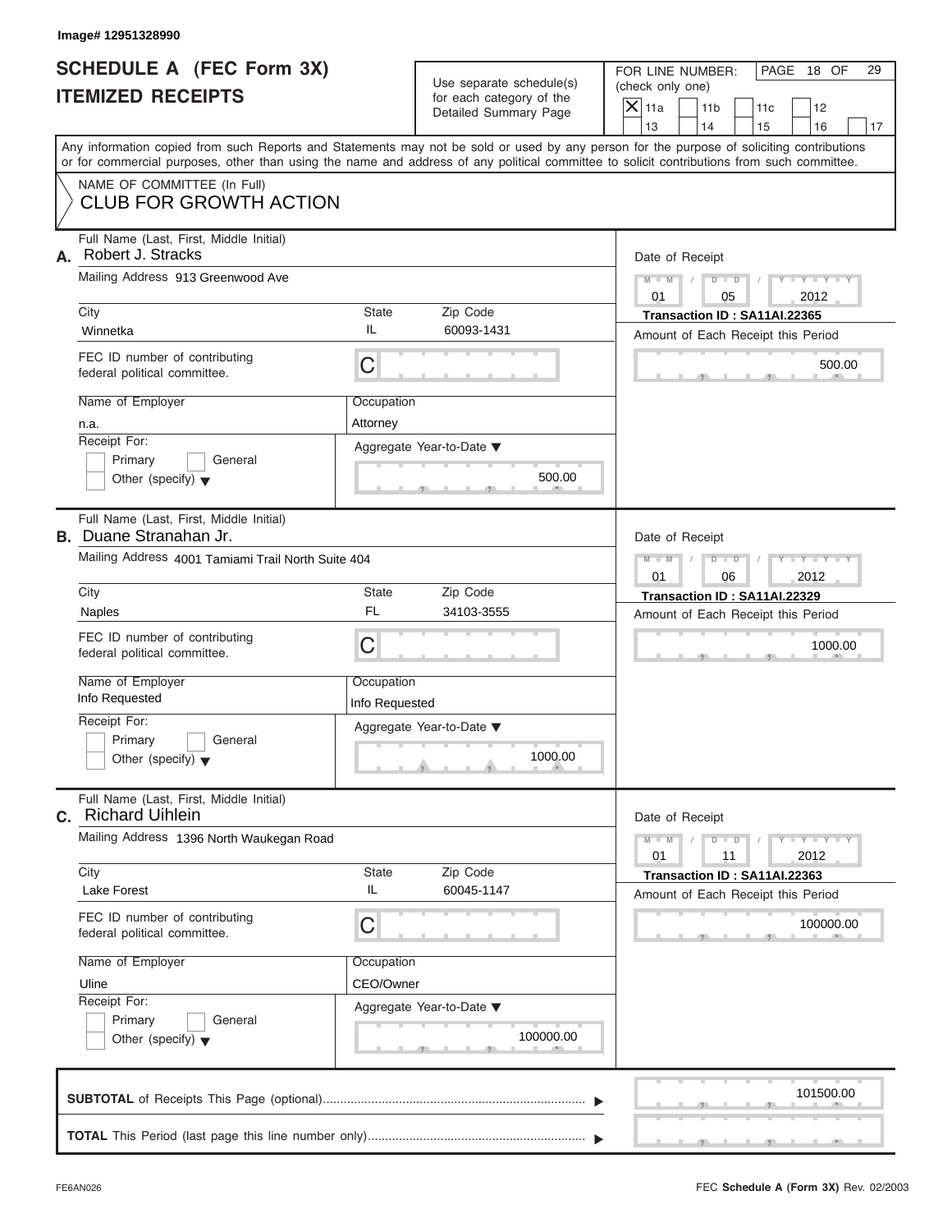Image# 12951328990

# SCHEDULE A (FEC Form 3X)
## ITEMIZED RECEIPTS

Use separate schedule(s) for each category of the Detailed Summary Page

FOR LINE NUMBER: (check only one)

- [X] 11a
- [ ] 11b
- [ ] 11c
- [ ] 12
- [ ] 13
- [ ] 14
- [ ] 15
- [ ] 16
- [ ] 17

PAGE 18 OF 29

Any information copied from such Reports and Statements may not be sold or used by any person for the purpose of soliciting contributions or for commercial purposes, other than using the name and address of any political committee to solicit contributions from such committee.

NAME OF COMMITTEE (In Full)
**CLUB FOR GROWTH ACTION**

---

**A.** Full Name (Last, First, Middle Initial): Robert J. Stracks

Mailing Address: 913 Greenwood Ave

City: Winnetka | State: IL | Zip Code: 60093-1431

FEC ID number of contributing federal political committee: C

Name of Employer: n.a.

Occupation: Attorney

Receipt For: Primary / General / Other (specify)

Aggregate Year-to-Date: 500.00

Date of Receipt: 01 / 05 / 2012

Transaction ID : SA11AI.22365

Amount of Each Receipt this Period: 500.00

---

**B.** Full Name (Last, First, Middle Initial): Duane Stranahan Jr.

Mailing Address: 4001 Tamiami Trail North Suite 404

City: Naples | State: FL | Zip Code: 34103-3555

FEC ID number of contributing federal political committee: C

Name of Employer: Info Requested

Occupation: Info Requested

Receipt For: Primary / General / Other (specify)

Aggregate Year-to-Date: 1000.00

Date of Receipt: 01 / 06 / 2012

Transaction ID : SA11AI.22329

Amount of Each Receipt this Period: 1000.00

---

**C.** Full Name (Last, First, Middle Initial): Richard Uihlein

Mailing Address: 1396 North Waukegan Road

City: Lake Forest | State: IL | Zip Code: 60045-1147

FEC ID number of contributing federal political committee: C

Name of Employer: Uline

Occupation: CEO/Owner

Receipt For: Primary / General / Other (specify)

Aggregate Year-to-Date: 100000.00

Date of Receipt: 01 / 11 / 2012

Transaction ID : SA11AI.22363

Amount of Each Receipt this Period: 100000.00

---

**SUBTOTAL** of Receipts This Page (optional): 101500.00

**TOTAL** This Period (last page this line number only):

FE6AN026

FEC **Schedule A** (Form 3X) Rev. 02/2003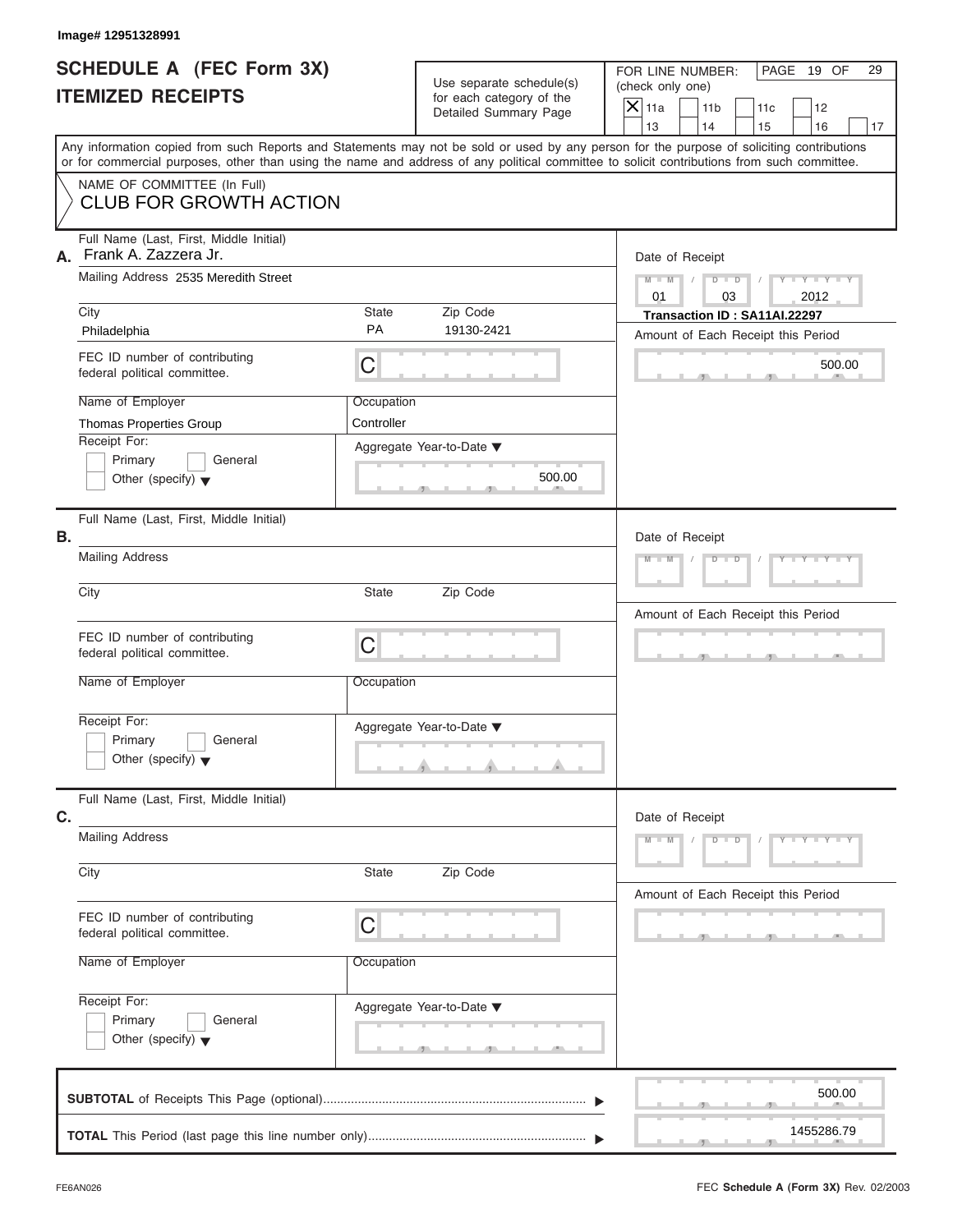Image# 12951328991

# SCHEDULE A (FEC Form 3X)
# ITEMIZED RECEIPTS

Use separate schedule(s) for each category of the Detailed Summary Page

FOR LINE NUMBER: (check only one)

- [X] 11a
- [ ] 11b
- [ ] 11c
- [ ] 12
- [ ] 13
- [ ] 14
- [ ] 15
- [ ] 16
- [ ] 17

PAGE 19 OF 29

Any information copied from such Reports and Statements may not be sold or used by any person for the purpose of soliciting contributions or for commercial purposes, other than using the name and address of any political committee to solicit contributions from such committee.

NAME OF COMMITTEE (In Full)
CLUB FOR GROWTH ACTION

---

**A.** Full Name (Last, First, Middle Initial): Frank A. Zazzera Jr.

Mailing Address: 2535 Meredith Street

City: Philadelphia | State: PA | Zip Code: 19130-2421

FEC ID number of contributing federal political committee: C

Name of Employer: Thomas Properties Group

Occupation: Controller

Receipt For: [ ] Primary [ ] General [ ] Other (specify)

Aggregate Year-to-Date: 500.00

Date of Receipt: 01 / 03 / 2012

Transaction ID : SA11AI.22297

Amount of Each Receipt this Period: 500.00

---

**B.** Full Name (Last, First, Middle Initial):

Mailing Address:

City: | State: | Zip Code:

FEC ID number of contributing federal political committee: C

Name of Employer: | Occupation:

Receipt For: [ ] Primary [ ] General [ ] Other (specify)

Aggregate Year-to-Date:

Date of Receipt: M M / D D / Y Y Y Y

Amount of Each Receipt this Period:

---

**C.** Full Name (Last, First, Middle Initial):

Mailing Address:

City: | State: | Zip Code:

FEC ID number of contributing federal political committee: C

Name of Employer: | Occupation:

Receipt For: [ ] Primary [ ] General [ ] Other (specify)

Aggregate Year-to-Date:

Date of Receipt: M M / D D / Y Y Y Y

Amount of Each Receipt this Period:

---

**SUBTOTAL** of Receipts This Page (optional) ▶ 500.00

**TOTAL** This Period (last page this line number only) ▶ 1455286.79

FE6AN026

FEC **Schedule A** (Form 3X) Rev. 02/2003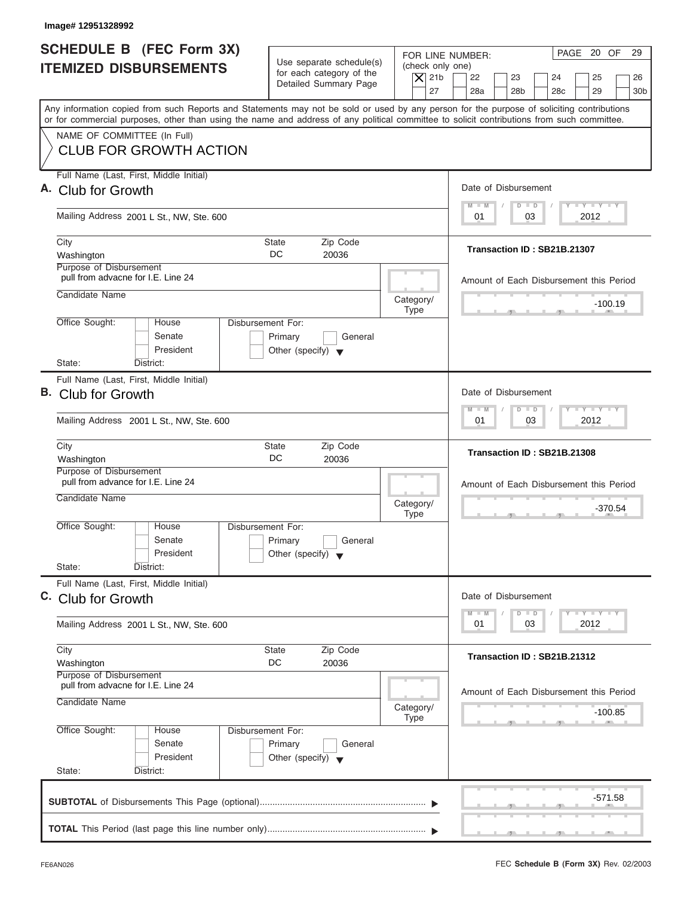Image# 12951328992

# SCHEDULE B (FEC Form 3X) ITEMIZED DISBURSEMENTS

Use separate schedule(s) for each category of the Detailed Summary Page

FOR LINE NUMBER: (check only one)

[X] 21b [ ] 22 [ ] 23 [ ] 24 [ ] 25 [ ] 26 [ ] 27 [ ] 28a [ ] 28b [ ] 28c [ ] 29 [ ] 30b

PAGE 20 OF 29

Any information copied from such Reports and Statements may not be sold or used by any person for the purpose of soliciting contributions or for commercial purposes, other than using the name and address of any political committee to solicit contributions from such committee.

NAME OF COMMITTEE (In Full)
CLUB FOR GROWTH ACTION

---

**A.** Full Name (Last, First, Middle Initial): Club for Growth

Mailing Address: 2001 L St., NW, Ste. 600

City: Washington State: DC Zip Code: 20036

Purpose of Disbursement: pull from advacne for I.E. Line 24

Candidate Name:

Category/Type:

Office Sought: [ ] House [ ] Senate [ ] President

State: District:

Disbursement For: [ ] Primary [ ] General [ ] Other (specify)

Date of Disbursement: 01 / 03 / 2012

Transaction ID : SB21B.21307

Amount of Each Disbursement this Period: -100.19

---

**B.** Full Name (Last, First, Middle Initial): Club for Growth

Mailing Address: 2001 L St., NW, Ste. 600

City: Washington State: DC Zip Code: 20036

Purpose of Disbursement: pull from advance for I.E. Line 24

Candidate Name:

Category/Type:

Office Sought: [ ] House [ ] Senate [ ] President

State: District:

Disbursement For: [ ] Primary [ ] General [ ] Other (specify)

Date of Disbursement: 01 / 03 / 2012

Transaction ID : SB21B.21308

Amount of Each Disbursement this Period: -370.54

---

**C.** Full Name (Last, First, Middle Initial): Club for Growth

Mailing Address: 2001 L St., NW, Ste. 600

City: Washington State: DC Zip Code: 20036

Purpose of Disbursement: pull from advacne for I.E. Line 24

Candidate Name:

Category/Type:

Office Sought: [ ] House [ ] Senate [ ] President

State: District:

Disbursement For: [ ] Primary [ ] General [ ] Other (specify)

Date of Disbursement: 01 / 03 / 2012

Transaction ID : SB21B.21312

Amount of Each Disbursement this Period: -100.85

---

**SUBTOTAL** of Disbursements This Page (optional): -571.58

**TOTAL** This Period (last page this line number only):

FE6AN026

FEC **Schedule B (Form 3X)** Rev. 02/2003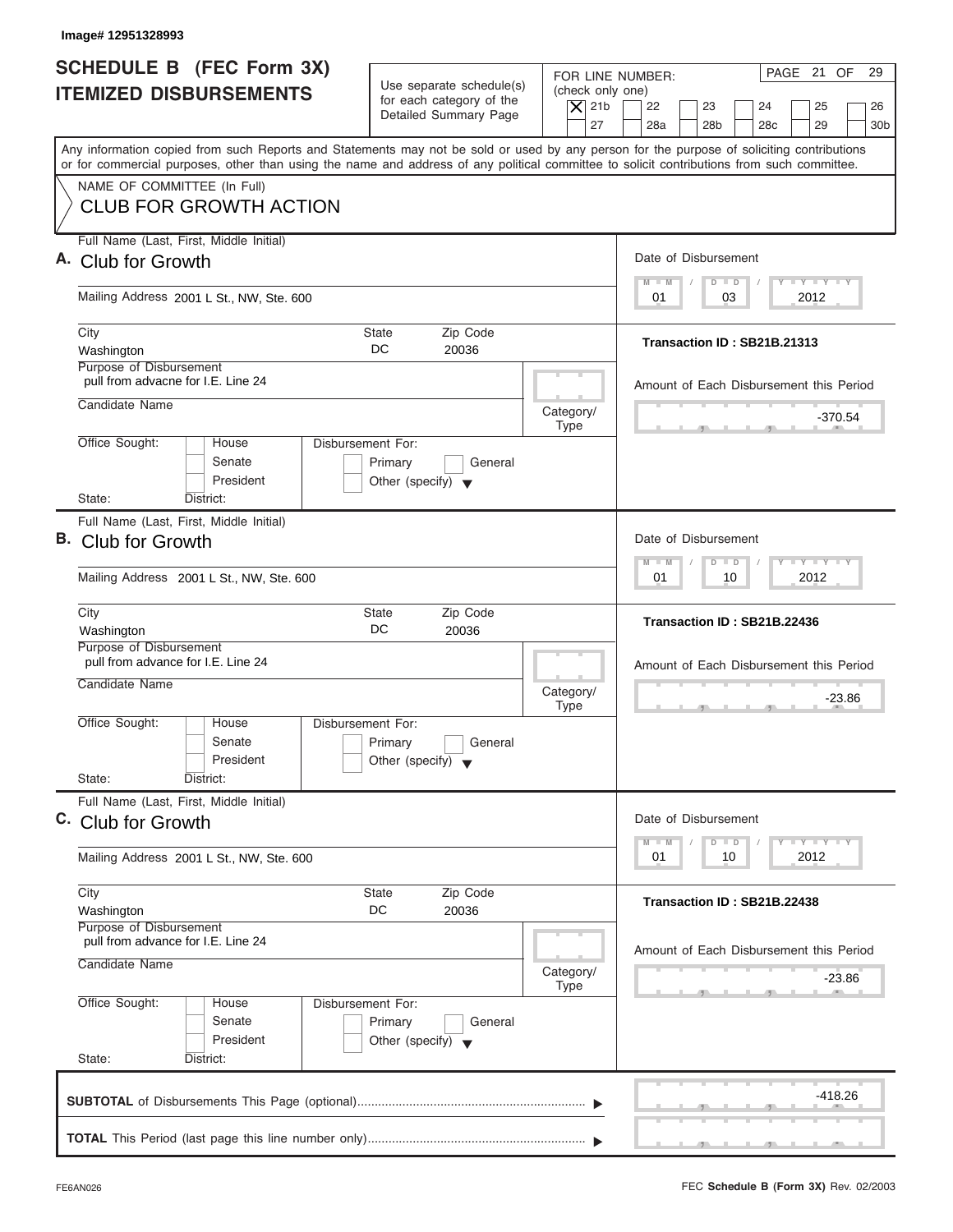Image# 12951328993

# SCHEDULE B (FEC Form 3X) ITEMIZED DISBURSEMENTS

Use separate schedule(s) for each category of the Detailed Summary Page

FOR LINE NUMBER: (check only one)

- [X] 21b
- [ ] 22
- [ ] 23
- [ ] 24
- [ ] 25
- [ ] 26
- [ ] 27
- [ ] 28a
- [ ] 28b
- [ ] 28c
- [ ] 29
- [ ] 30b

PAGE 21 OF 29

Any information copied from such Reports and Statements may not be sold or used by any person for the purpose of soliciting contributions or for commercial purposes, other than using the name and address of any political committee to solicit contributions from such committee.

NAME OF COMMITTEE (In Full)
CLUB FOR GROWTH ACTION

---

**A.** Full Name (Last, First, Middle Initial): Club for Growth

Mailing Address: 2001 L St., NW, Ste. 600

City: Washington | State: DC | Zip Code: 20036

Purpose of Disbursement: pull from advacne for I.E. Line 24

Candidate Name:

Category/Type:

Office Sought: House / Senate / President

State: District:

Disbursement For: Primary / General / Other (specify)

Date of Disbursement: 01 / 03 / 2012

Transaction ID : SB21B.21313

Amount of Each Disbursement this Period: -370.54

---

**B.** Full Name (Last, First, Middle Initial): Club for Growth

Mailing Address: 2001 L St., NW, Ste. 600

City: Washington | State: DC | Zip Code: 20036

Purpose of Disbursement: pull from advance for I.E. Line 24

Candidate Name:

Category/Type:

Office Sought: House / Senate / President

State: District:

Disbursement For: Primary / General / Other (specify)

Date of Disbursement: 01 / 10 / 2012

Transaction ID : SB21B.22436

Amount of Each Disbursement this Period: -23.86

---

**C.** Full Name (Last, First, Middle Initial): Club for Growth

Mailing Address: 2001 L St., NW, Ste. 600

City: Washington | State: DC | Zip Code: 20036

Purpose of Disbursement: pull from advance for I.E. Line 24

Candidate Name:

Category/Type:

Office Sought: House / Senate / President

State: District:

Disbursement For: Primary / General / Other (specify)

Date of Disbursement: 01 / 10 / 2012

Transaction ID : SB21B.22438

Amount of Each Disbursement this Period: -23.86

---

**SUBTOTAL** of Disbursements This Page (optional): -418.26

**TOTAL** This Period (last page this line number only):

FE6AN026 FEC **Schedule B (Form 3X)** Rev. 02/2003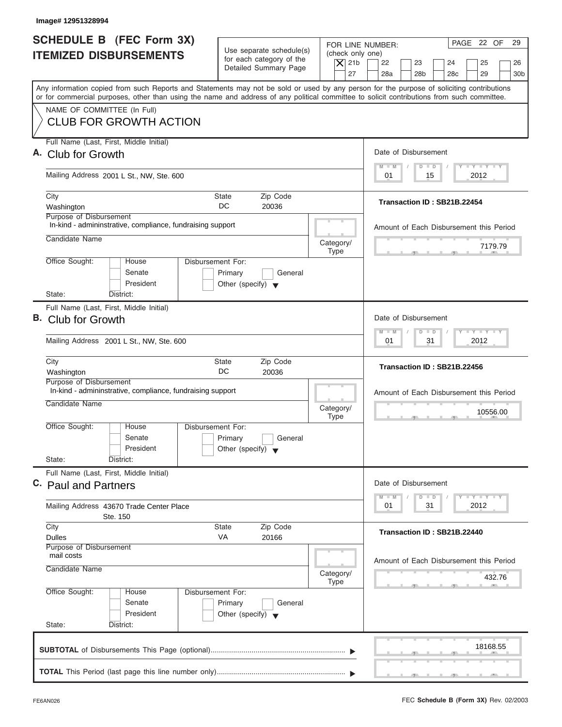Image# 12951328994

# SCHEDULE B (FEC Form 3X)
## ITEMIZED DISBURSEMENTS

Use separate schedule(s) for each category of the Detailed Summary Page

FOR LINE NUMBER: (check only one)
[X] 21b [ ] 22 [ ] 23 [ ] 24 [ ] 25 [ ] 26 [ ] 27 [ ] 28a [ ] 28b [ ] 28c [ ] 29 [ ] 30b

PAGE 22 OF 29

Any information copied from such Reports and Statements may not be sold or used by any person for the purpose of soliciting contributions or for commercial purposes, other than using the name and address of any political committee to solicit contributions from such committee.

NAME OF COMMITTEE (In Full)
**CLUB FOR GROWTH ACTION**

---

**A.** Full Name (Last, First, Middle Initial): Club for Growth

Mailing Address: 2001 L St., NW, Ste. 600

City: Washington | State: DC | Zip Code: 20036

Purpose of Disbursement: In-kind - admininstrative, compliance, fundraising support

Candidate Name:

Category/Type:

Office Sought: [ ] House [ ] Senate [ ] President

State: District:

Disbursement For: [ ] Primary [ ] General [ ] Other (specify)

Date of Disbursement: 01 / 15 / 2012

Transaction ID : SB21B.22454

Amount of Each Disbursement this Period: 7179.79

---

**B.** Full Name (Last, First, Middle Initial): Club for Growth

Mailing Address: 2001 L St., NW, Ste. 600

City: Washington | State: DC | Zip Code: 20036

Purpose of Disbursement: In-kind - admininstrative, compliance, fundraising support

Candidate Name:

Category/Type:

Office Sought: [ ] House [ ] Senate [ ] President

State: District:

Disbursement For: [ ] Primary [ ] General [ ] Other (specify)

Date of Disbursement: 01 / 31 / 2012

Transaction ID : SB21B.22456

Amount of Each Disbursement this Period: 10556.00

---

**C.** Full Name (Last, First, Middle Initial): Paul and Partners

Mailing Address: 43670 Trade Center Place Ste. 150

City: Dulles | State: VA | Zip Code: 20166

Purpose of Disbursement: mail costs

Candidate Name:

Category/Type:

Office Sought: [ ] House [ ] Senate [ ] President

State: District:

Disbursement For: [ ] Primary [ ] General [ ] Other (specify)

Date of Disbursement: 01 / 31 / 2012

Transaction ID : SB21B.22440

Amount of Each Disbursement this Period: 432.76

---

**SUBTOTAL** of Disbursements This Page (optional): 18168.55

**TOTAL** This Period (last page this line number only):

FE6AN026

FEC **Schedule B (Form 3X)** Rev. 02/2003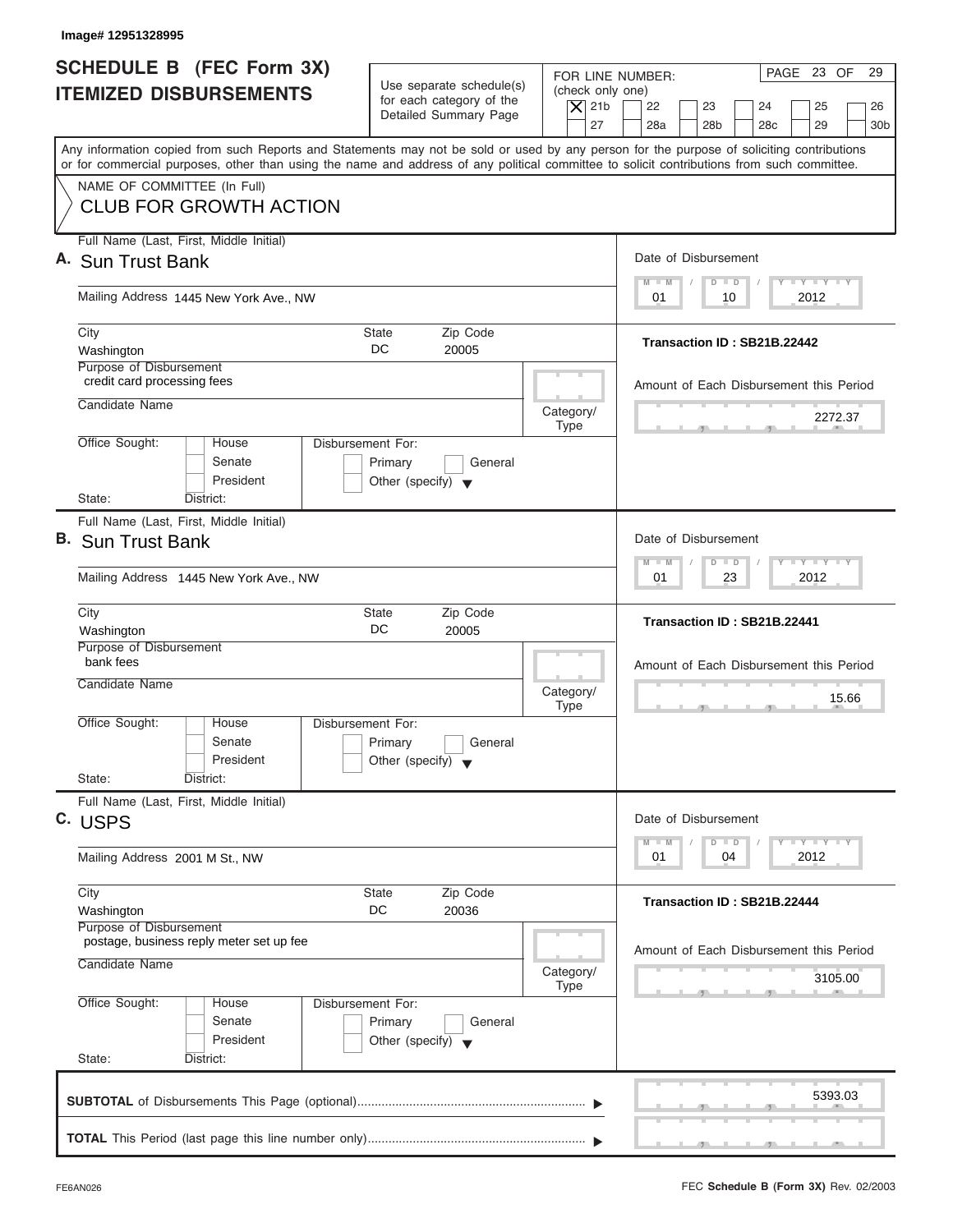Image# 12951328995

# SCHEDULE B (FEC Form 3X) ITEMIZED DISBURSEMENTS

Use separate schedule(s) for each category of the Detailed Summary Page

FOR LINE NUMBER: (check only one)

- [X] 21b
- [ ] 22
- [ ] 23
- [ ] 24
- [ ] 25
- [ ] 26
- [ ] 27
- [ ] 28a
- [ ] 28b
- [ ] 28c
- [ ] 29
- [ ] 30b

PAGE 23 OF 29

Any information copied from such Reports and Statements may not be sold or used by any person for the purpose of soliciting contributions or for commercial purposes, other than using the name and address of any political committee to solicit contributions from such committee.

NAME OF COMMITTEE (In Full)
CLUB FOR GROWTH ACTION

---

**A.** Full Name (Last, First, Middle Initial): Sun Trust Bank

Mailing Address: 1445 New York Ave., NW

City: Washington | State: DC | Zip Code: 20005

Purpose of Disbursement: credit card processing fees

Candidate Name:

Category/Type:

Office Sought: House / Senate / President

State: District:

Disbursement For: Primary / General / Other (specify)

Date of Disbursement: 01/10/2012

Transaction ID : SB21B.22442

Amount of Each Disbursement this Period: 2272.37

---

**B.** Full Name (Last, First, Middle Initial): Sun Trust Bank

Mailing Address: 1445 New York Ave., NW

City: Washington | State: DC | Zip Code: 20005

Purpose of Disbursement: bank fees

Candidate Name:

Category/Type:

Office Sought: House / Senate / President

State: District:

Disbursement For: Primary / General / Other (specify)

Date of Disbursement: 01/23/2012

Transaction ID : SB21B.22441

Amount of Each Disbursement this Period: 15.66

---

**C.** Full Name (Last, First, Middle Initial): USPS

Mailing Address: 2001 M St., NW

City: Washington | State: DC | Zip Code: 20036

Purpose of Disbursement: postage, business reply meter set up fee

Candidate Name:

Category/Type:

Office Sought: House / Senate / President

State: District:

Disbursement For: Primary / General / Other (specify)

Date of Disbursement: 01/04/2012

Transaction ID : SB21B.22444

Amount of Each Disbursement this Period: 3105.00

---

**SUBTOTAL** of Disbursements This Page (optional) ........ 5393.03

**TOTAL** This Period (last page this line number only) ........

FE6AN026

FEC **Schedule B (Form 3X)** Rev. 02/2003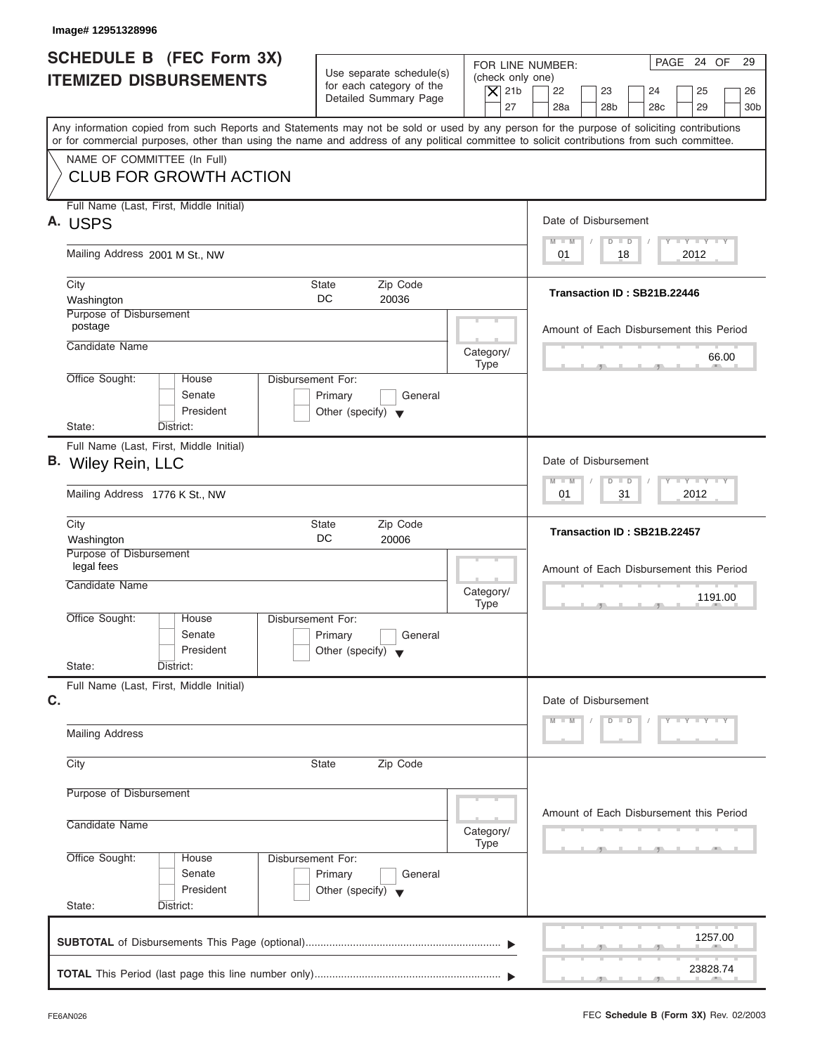Image# 12951328996

# SCHEDULE B (FEC Form 3X) ITEMIZED DISBURSEMENTS

Use separate schedule(s) for each category of the Detailed Summary Page

FOR LINE NUMBER: (check only one)

[X] 21b [ ] 22 [ ] 23 [ ] 24 [ ] 25 [ ] 26 [ ] 27 [ ] 28a [ ] 28b [ ] 28c [ ] 29 [ ] 30b

PAGE 24 OF 29

Any information copied from such Reports and Statements may not be sold or used by any person for the purpose of soliciting contributions or for commercial purposes, other than using the name and address of any political committee to solicit contributions from such committee.

NAME OF COMMITTEE (In Full)

**CLUB FOR GROWTH ACTION**

---

**A.** Full Name (Last, First, Middle Initial): USPS

Mailing Address: 2001 M St., NW

City: Washington | State: DC | Zip Code: 20036

Purpose of Disbursement: postage

Candidate Name:

Category/Type:

Office Sought: [ ] House [ ] Senate [ ] President

State: District:

Disbursement For: [ ] Primary [ ] General [ ] Other (specify)

Date of Disbursement: 01 / 18 / 2012

Transaction ID : SB21B.22446

Amount of Each Disbursement this Period: 66.00

---

**B.** Full Name (Last, First, Middle Initial): Wiley Rein, LLC

Mailing Address: 1776 K St., NW

City: Washington | State: DC | Zip Code: 20006

Purpose of Disbursement: legal fees

Candidate Name:

Category/Type:

Office Sought: [ ] House [ ] Senate [ ] President

State: District:

Disbursement For: [ ] Primary [ ] General [ ] Other (specify)

Date of Disbursement: 01 / 31 / 2012

Transaction ID : SB21B.22457

Amount of Each Disbursement this Period: 1191.00

---

**C.** Full Name (Last, First, Middle Initial):

Mailing Address:

City: | State: | Zip Code:

Purpose of Disbursement:

Candidate Name:

Category/Type:

Office Sought: [ ] House [ ] Senate [ ] President

State: District:

Disbursement For: [ ] Primary [ ] General [ ] Other (specify)

Date of Disbursement: M M / D D / Y Y Y Y

Amount of Each Disbursement this Period:

---

**SUBTOTAL** of Disbursements This Page (optional) ▶ 1257.00

**TOTAL** This Period (last page this line number only) ▶ 23828.74

FE6AN026

FEC **Schedule B (Form 3X)** Rev. 02/2003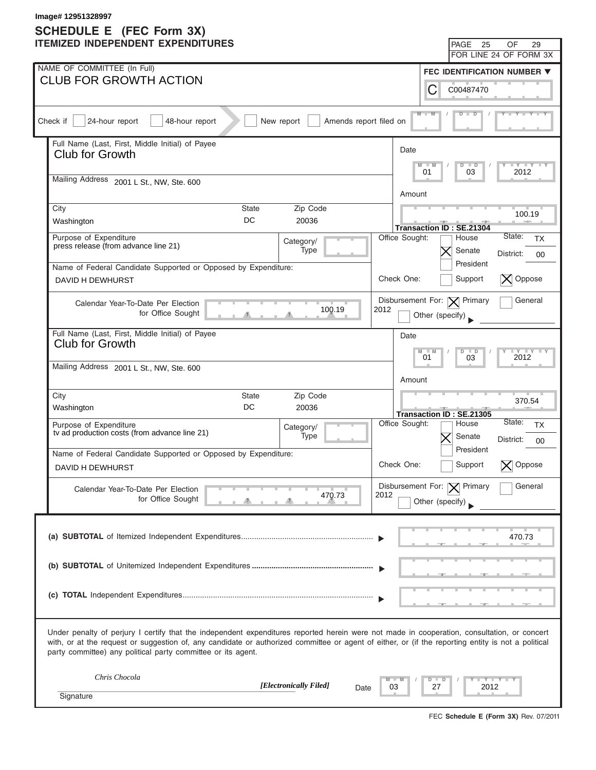Image# 12951328997

# SCHEDULE E (FEC Form 3X)
## ITEMIZED INDEPENDENT EXPENDITURES

PAGE 25 OF 29
FOR LINE 24 OF FORM 3X

**NAME OF COMMITTEE (In Full):** CLUB FOR GROWTH ACTION

**FEC IDENTIFICATION NUMBER:** C00487470

Check if [ ] 24-hour report [ ] 48-hour report [ ] New report [ ] Amends report filed on M M / D D / Y Y Y Y

---

**Full Name (Last, First, Middle Initial) of Payee:** Club for Growth

**Mailing Address:** 2001 L St., NW, Ste. 600

| City | State | Zip Code |
|---|---|---|
| Washington | DC | 20036 |

**Date:** 01 / 03 / 2012

**Amount:** 100.19

**Transaction ID : SE.21304**

**Purpose of Expenditure:** press release (from advance line 21)

Category/Type:

**Office Sought:** [ ] House [X] Senate [ ] President — State: TX District: 00

**Name of Federal Candidate Supported or Opposed by Expenditure:** DAVID H DEWHURST

**Check One:** [ ] Support [X] Oppose

**Calendar Year-To-Date Per Election for Office Sought:** 100.19

**Disbursement For:** [X] Primary [ ] General 2012 [ ] Other (specify)

---

**Full Name (Last, First, Middle Initial) of Payee:** Club for Growth

**Mailing Address:** 2001 L St., NW, Ste. 600

| City | State | Zip Code |
|---|---|---|
| Washington | DC | 20036 |

**Date:** 01 / 03 / 2012

**Amount:** 370.54

**Transaction ID : SE.21305**

**Purpose of Expenditure:** tv ad production costs (from advance line 21)

Category/Type:

**Office Sought:** [ ] House [X] Senate [ ] President — State: TX District: 00

**Name of Federal Candidate Supported or Opposed by Expenditure:** DAVID H DEWHURST

**Check One:** [ ] Support [X] Oppose

**Calendar Year-To-Date Per Election for Office Sought:** 470.73

**Disbursement For:** [X] Primary [ ] General 2012 [ ] Other (specify)

---

| | |
|---|---|
| **(a) SUBTOTAL** of Itemized Independent Expenditures | 470.73 |
| **(b) SUBTOTAL** of Unitemized Independent Expenditures | |
| **(c) TOTAL** Independent Expenditures | |

Under penalty of perjury I certify that the independent expenditures reported herein were not made in cooperation, consultation, or concert with, or at the request or suggestion of, any candidate or authorized committee or agent of either, or (if the reporting entity is not a political party committee) any political party committee or its agent.

*Chris Chocola* *[Electronically Filed]*

Signature

Date 03 / 27 / 2012

FEC **Schedule E (Form 3X)** Rev. 07/2011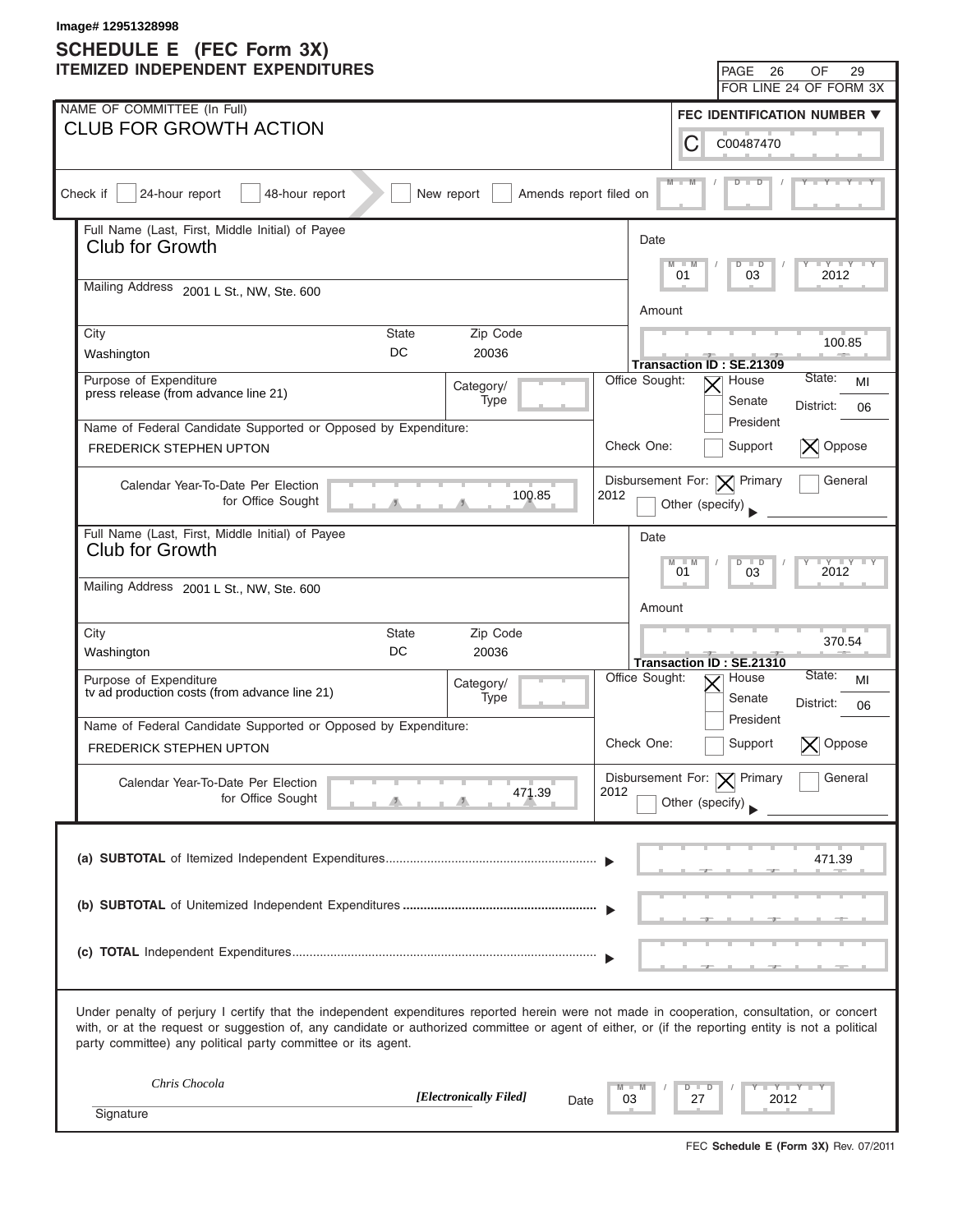Image# 12951328998

# SCHEDULE E (FEC Form 3X)
## ITEMIZED INDEPENDENT EXPENDITURES

PAGE 26 OF 29
FOR LINE 24 OF FORM 3X

NAME OF COMMITTEE (In Full)
CLUB FOR GROWTH ACTION

FEC IDENTIFICATION NUMBER
C00487470

Check if [ ] 24-hour report [ ] 48-hour report [ ] New report [ ] Amends report filed on

---

Full Name (Last, First, Middle Initial) of Payee: Club for Growth

Mailing Address: 2001 L St., NW, Ste. 600

City: Washington | State: DC | Zip Code: 20036

Date: 01/03/2012

Amount: 100.85

Transaction ID : SE.21309

Purpose of Expenditure: press release (from advance line 21)

Category/Type:

Office Sought: [X] House [ ] Senate [ ] President — State: MI District: 06

Name of Federal Candidate Supported or Opposed by Expenditure: FREDERICK STEPHEN UPTON

Check One: [ ] Support [X] Oppose

Calendar Year-To-Date Per Election for Office Sought: 100.85

Disbursement For: [X] Primary [ ] General 2012 [ ] Other (specify)

---

Full Name (Last, First, Middle Initial) of Payee: Club for Growth

Mailing Address: 2001 L St., NW, Ste. 600

City: Washington | State: DC | Zip Code: 20036

Date: 01/03/2012

Amount: 370.54

Transaction ID : SE.21310

Purpose of Expenditure: tv ad production costs (from advance line 21)

Category/Type:

Office Sought: [X] House [ ] Senate [ ] President — State: MI District: 06

Name of Federal Candidate Supported or Opposed by Expenditure: FREDERICK STEPHEN UPTON

Check One: [ ] Support [X] Oppose

Calendar Year-To-Date Per Election for Office Sought: 471.39

Disbursement For: [X] Primary [ ] General 2012 [ ] Other (specify)

---

**(a) SUBTOTAL** of Itemized Independent Expenditures: 471.39

**(b) SUBTOTAL** of Unitemized Independent Expenditures:

**(c) TOTAL** Independent Expenditures:

Under penalty of perjury I certify that the independent expenditures reported herein were not made in cooperation, consultation, or concert with, or at the request or suggestion of, any candidate or authorized committee or agent of either, or (if the reporting entity is not a political party committee) any political party committee or its agent.

*Chris Chocola* *[Electronically Filed]*

Signature — Date 03/27/2012

FEC Schedule E (Form 3X) Rev. 07/2011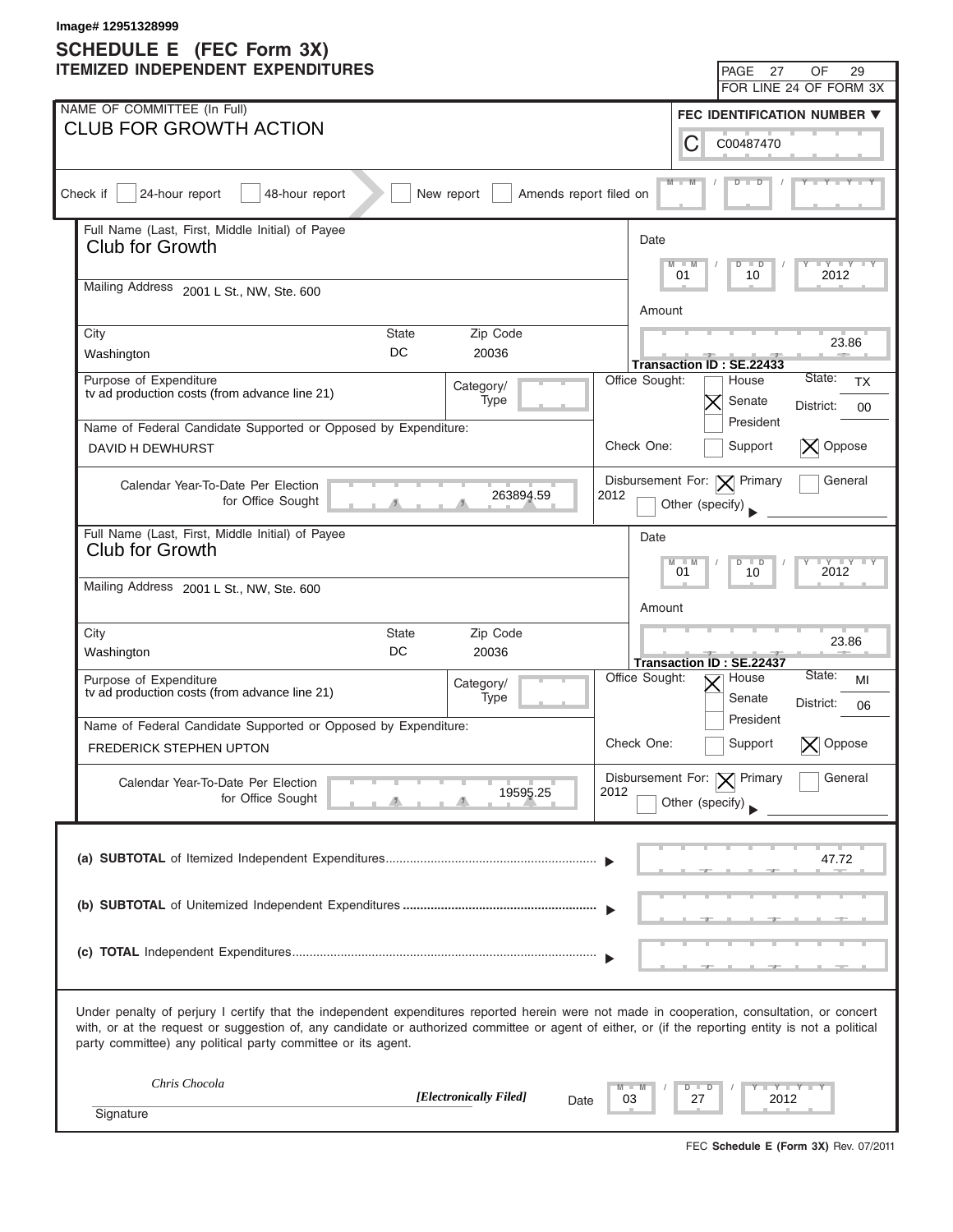Image# 12951328999

# SCHEDULE E (FEC Form 3X)
## ITEMIZED INDEPENDENT EXPENDITURES

PAGE 27 OF 29
FOR LINE 24 OF FORM 3X

NAME OF COMMITTEE (In Full)
CLUB FOR GROWTH ACTION

FEC IDENTIFICATION NUMBER
C00487470

Check if [ ] 24-hour report [ ] 48-hour report [ ] New report [ ] Amends report filed on

---

Full Name (Last, First, Middle Initial) of Payee
**Club for Growth**

Mailing Address 2001 L St., NW, Ste. 600

City: Washington State: DC Zip Code: 20036

Date: 01 / 10 / 2012

Amount: 23.86

Transaction ID : SE.22433

Purpose of Expenditure: tv ad production costs (from advance line 21)

Category/Type:

Office Sought: [ ] House [X] Senate [ ] President State: TX District: 00

Name of Federal Candidate Supported or Opposed by Expenditure: DAVID H DEWHURST

Check One: [ ] Support [X] Oppose

Calendar Year-To-Date Per Election for Office Sought: 263894.59

Disbursement For: 2012 [X] Primary [ ] General [ ] Other (specify)

---

Full Name (Last, First, Middle Initial) of Payee
**Club for Growth**

Mailing Address 2001 L St., NW, Ste. 600

City: Washington State: DC Zip Code: 20036

Date: 01 / 10 / 2012

Amount: 23.86

Transaction ID : SE.22437

Purpose of Expenditure: tv ad production costs (from advance line 21)

Category/Type:

Office Sought: [X] House [ ] Senate [ ] President State: MI District: 06

Name of Federal Candidate Supported or Opposed by Expenditure: FREDERICK STEPHEN UPTON

Check One: [ ] Support [X] Oppose

Calendar Year-To-Date Per Election for Office Sought: 19595.25

Disbursement For: 2012 [X] Primary [ ] General [ ] Other (specify)

---

**(a) SUBTOTAL** of Itemized Independent Expenditures: 47.72

**(b) SUBTOTAL** of Unitemized Independent Expenditures:

**(c) TOTAL** Independent Expenditures:

Under penalty of perjury I certify that the independent expenditures reported herein were not made in cooperation, consultation, or concert with, or at the request or suggestion of, any candidate or authorized committee or agent of either, or (if the reporting entity is not a political party committee) any political party committee or its agent.

*Chris Chocola* *[Electronically Filed]* Date 03 / 27 / 2012

Signature

FEC **Schedule E (Form 3X)** Rev. 07/2011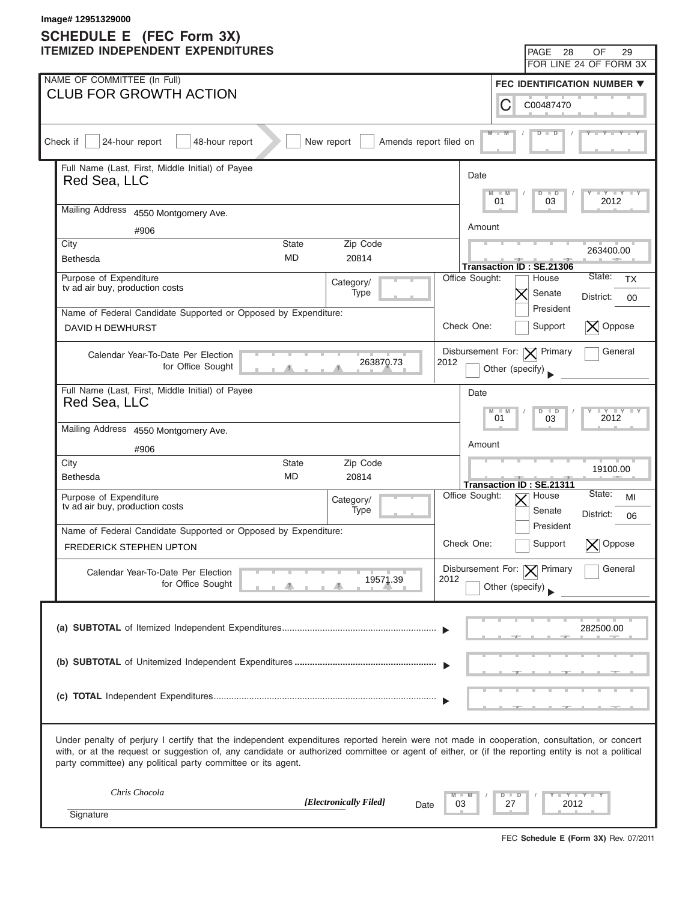Image# 12951329000

# SCHEDULE E (FEC Form 3X)
## ITEMIZED INDEPENDENT EXPENDITURES

PAGE 28 OF 29
FOR LINE 24 OF FORM 3X

NAME OF COMMITTEE (In Full)
CLUB FOR GROWTH ACTION

FEC IDENTIFICATION NUMBER
C00487470

Check if [ ] 24-hour report [ ] 48-hour report [ ] New report [ ] Amends report filed on

---

Full Name (Last, First, Middle Initial) of Payee
**Red Sea, LLC**

Mailing Address: 4550 Montgomery Ave.
#906

| City | State | Zip Code |
|---|---|---|
| Bethesda | MD | 20814 |

Date: 01 / 03 / 2012

Amount: 263400.00

Transaction ID : SE.21306

Purpose of Expenditure: tv ad air buy, production costs

Category/Type:

Office Sought: [ ] House [X] Senate [ ] President — State: TX District: 00

Name of Federal Candidate Supported or Opposed by Expenditure: DAVID H DEWHURST

Check One: [ ] Support [X] Oppose

Calendar Year-To-Date Per Election for Office Sought: 263870.73

Disbursement For: [X] Primary [ ] General 2012 [ ] Other (specify)

---

Full Name (Last, First, Middle Initial) of Payee
**Red Sea, LLC**

Mailing Address: 4550 Montgomery Ave.
#906

| City | State | Zip Code |
|---|---|---|
| Bethesda | MD | 20814 |

Date: 01 / 03 / 2012

Amount: 19100.00

Transaction ID : SE.21311

Purpose of Expenditure: tv ad air buy, production costs

Category/Type:

Office Sought: [X] House [ ] Senate [ ] President — State: MI District: 06

Name of Federal Candidate Supported or Opposed by Expenditure: FREDERICK STEPHEN UPTON

Check One: [ ] Support [X] Oppose

Calendar Year-To-Date Per Election for Office Sought: 19571.39

Disbursement For: [X] Primary [ ] General 2012 [ ] Other (specify)

---

**(a) SUBTOTAL** of Itemized Independent Expenditures: 282500.00

**(b) SUBTOTAL** of Unitemized Independent Expenditures:

**(c) TOTAL** Independent Expenditures:

Under penalty of perjury I certify that the independent expenditures reported herein were not made in cooperation, consultation, or concert with, or at the request or suggestion of, any candidate or authorized committee or agent of either, or (if the reporting entity is not a political party committee) any political party committee or its agent.

*Chris Chocola* *[Electronically Filed]* Date 03 / 27 / 2012

Signature

FEC **Schedule E (Form 3X)** Rev. 07/2011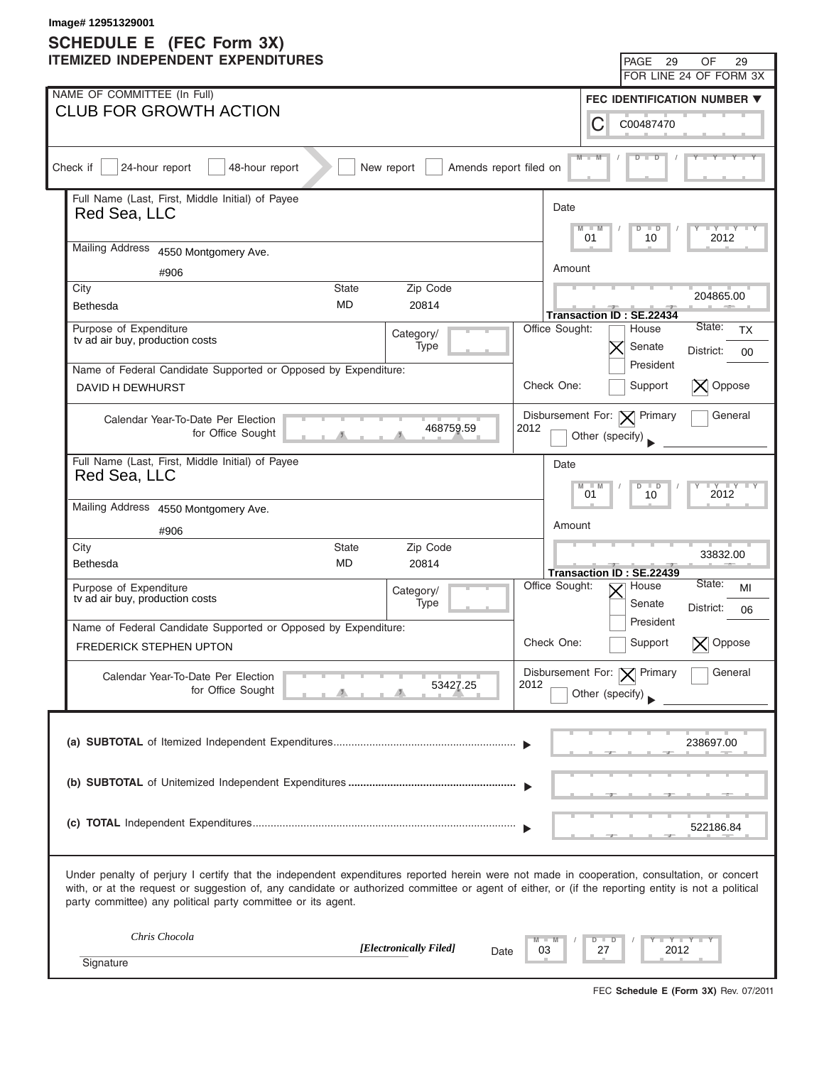Image# 12951329001

# SCHEDULE E (FEC Form 3X)
## ITEMIZED INDEPENDENT EXPENDITURES

PAGE 29 OF 29
FOR LINE 24 OF FORM 3X

NAME OF COMMITTEE (In Full)
CLUB FOR GROWTH ACTION

FEC IDENTIFICATION NUMBER
C00487470

Check if [ ] 24-hour report [ ] 48-hour report [ ] New report [ ] Amends report filed on

---

Full Name (Last, First, Middle Initial) of Payee
Red Sea, LLC

Mailing Address 4550 Montgomery Ave.
#906

City: Bethesda
State: MD
Zip Code: 20814

Date: 01 / 10 / 2012

Amount: 204865.00

Transaction ID : SE.22434

Purpose of Expenditure: tv ad air buy, production costs

Category/Type:

Office Sought: [ ] House [X] Senate [ ] President
State: TX
District: 00

Name of Federal Candidate Supported or Opposed by Expenditure:
DAVID H DEWHURST

Check One: [ ] Support [X] Oppose

Calendar Year-To-Date Per Election for Office Sought: 468759.59

Disbursement For: [X] Primary [ ] General
2012 [ ] Other (specify)

---

Full Name (Last, First, Middle Initial) of Payee
Red Sea, LLC

Mailing Address 4550 Montgomery Ave.
#906

City: Bethesda
State: MD
Zip Code: 20814

Date: 01 / 10 / 2012

Amount: 33832.00

Transaction ID : SE.22439

Purpose of Expenditure: tv ad air buy, production costs

Category/Type:

Office Sought: [X] House [ ] Senate [ ] President
State: MI
District: 06

Name of Federal Candidate Supported or Opposed by Expenditure:
FREDERICK STEPHEN UPTON

Check One: [ ] Support [X] Oppose

Calendar Year-To-Date Per Election for Office Sought: 53427.25

Disbursement For: [X] Primary [ ] General
2012 [ ] Other (specify)

---

**(a) SUBTOTAL** of Itemized Independent Expenditures: 238697.00

**(b) SUBTOTAL** of Unitemized Independent Expenditures:

**(c) TOTAL** Independent Expenditures: 522186.84

Under penalty of perjury I certify that the independent expenditures reported herein were not made in cooperation, consultation, or concert with, or at the request or suggestion of, any candidate or authorized committee or agent of either, or (if the reporting entity is not a political party committee) any political party committee or its agent.

*Chris Chocola*
*[Electronically Filed]*
Signature

Date: 03 / 27 / 2012

FEC **Schedule E (Form 3X)** Rev. 07/2011